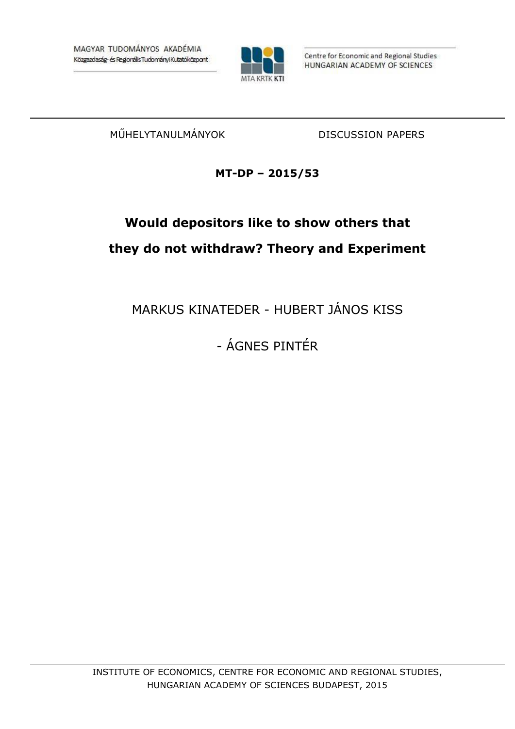MAGYAR TUDOMÁNYOS AKADÉMIA
Közgazdaság- és Regionális Tudományi Kutatóközpont

Centre for Economic and Regional Studies
HUNGARIAN ACADEMY OF SCIENCES

MŰHELYTANULMÁNYOK DISCUSSION PAPERS

**MT-DP – 2015/53**

# Would depositors like to show others that they do not withdraw? Theory and Experiment

MARKUS KINATEDER - HUBERT JÁNOS KISS - ÁGNES PINTÉR

INSTITUTE OF ECONOMICS, CENTRE FOR ECONOMIC AND REGIONAL STUDIES,
HUNGARIAN ACADEMY OF SCIENCES BUDAPEST, 2015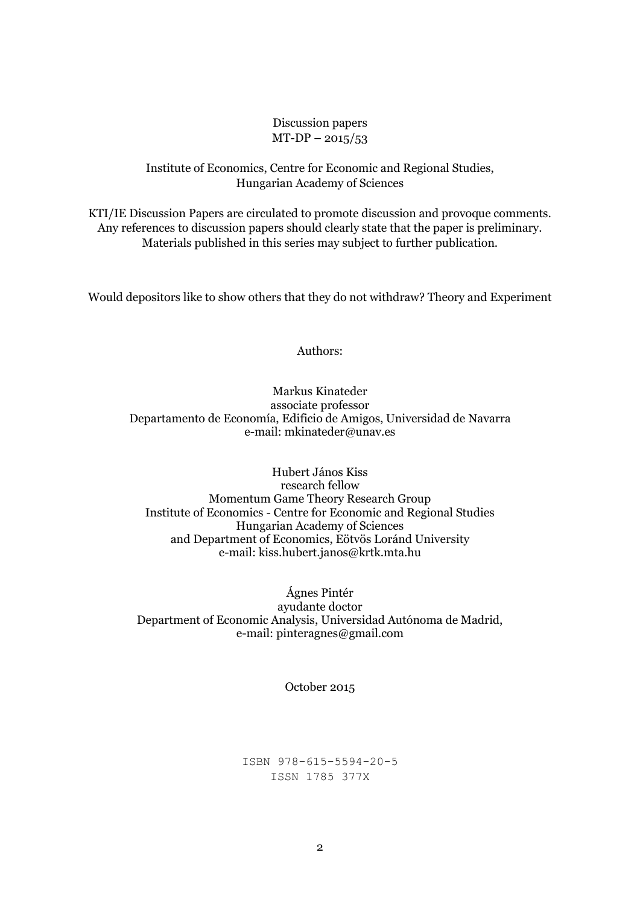Discussion papers
MT-DP – 2015/53

Institute of Economics, Centre for Economic and Regional Studies,
Hungarian Academy of Sciences

KTI/IE Discussion Papers are circulated to promote discussion and provoque comments.
Any references to discussion papers should clearly state that the paper is preliminary.
Materials published in this series may subject to further publication.

Would depositors like to show others that they do not withdraw? Theory and Experiment

Authors:

Markus Kinateder
associate professor
Departamento de Economía, Edificio de Amigos, Universidad de Navarra
e-mail: mkinateder@unav.es

Hubert János Kiss
research fellow
Momentum Game Theory Research Group
Institute of Economics - Centre for Economic and Regional Studies
Hungarian Academy of Sciences
and Department of Economics, Eötvös Loránd University
e-mail: kiss.hubert.janos@krtk.mta.hu

Ágnes Pintér
ayudante doctor
Department of Economic Analysis, Universidad Autónoma de Madrid,
e-mail: pinteragnes@gmail.com

October 2015

ISBN 978-615-5594-20-5
ISSN 1785 377X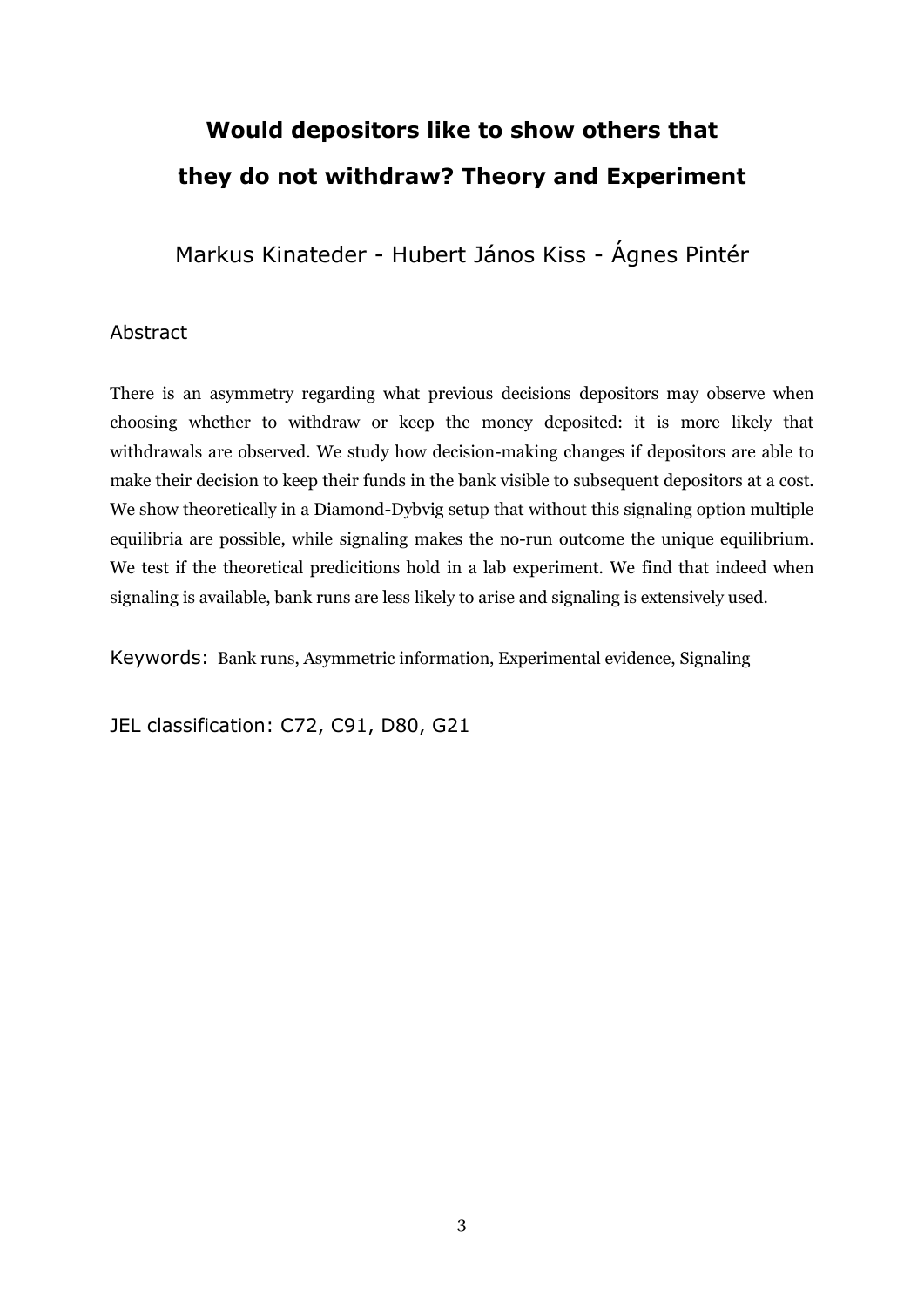# Would depositors like to show others that they do not withdraw? Theory and Experiment

Markus Kinateder - Hubert János Kiss - Ágnes Pintér

## Abstract

There is an asymmetry regarding what previous decisions depositors may observe when choosing whether to withdraw or keep the money deposited: it is more likely that withdrawals are observed. We study how decision-making changes if depositors are able to make their decision to keep their funds in the bank visible to subsequent depositors at a cost. We show theoretically in a Diamond-Dybvig setup that without this signaling option multiple equilibria are possible, while signaling makes the no-run outcome the unique equilibrium. We test if the theoretical predicitions hold in a lab experiment. We find that indeed when signaling is available, bank runs are less likely to arise and signaling is extensively used.

Keywords: Bank runs, Asymmetric information, Experimental evidence, Signaling

JEL classification: C72, C91, D80, G21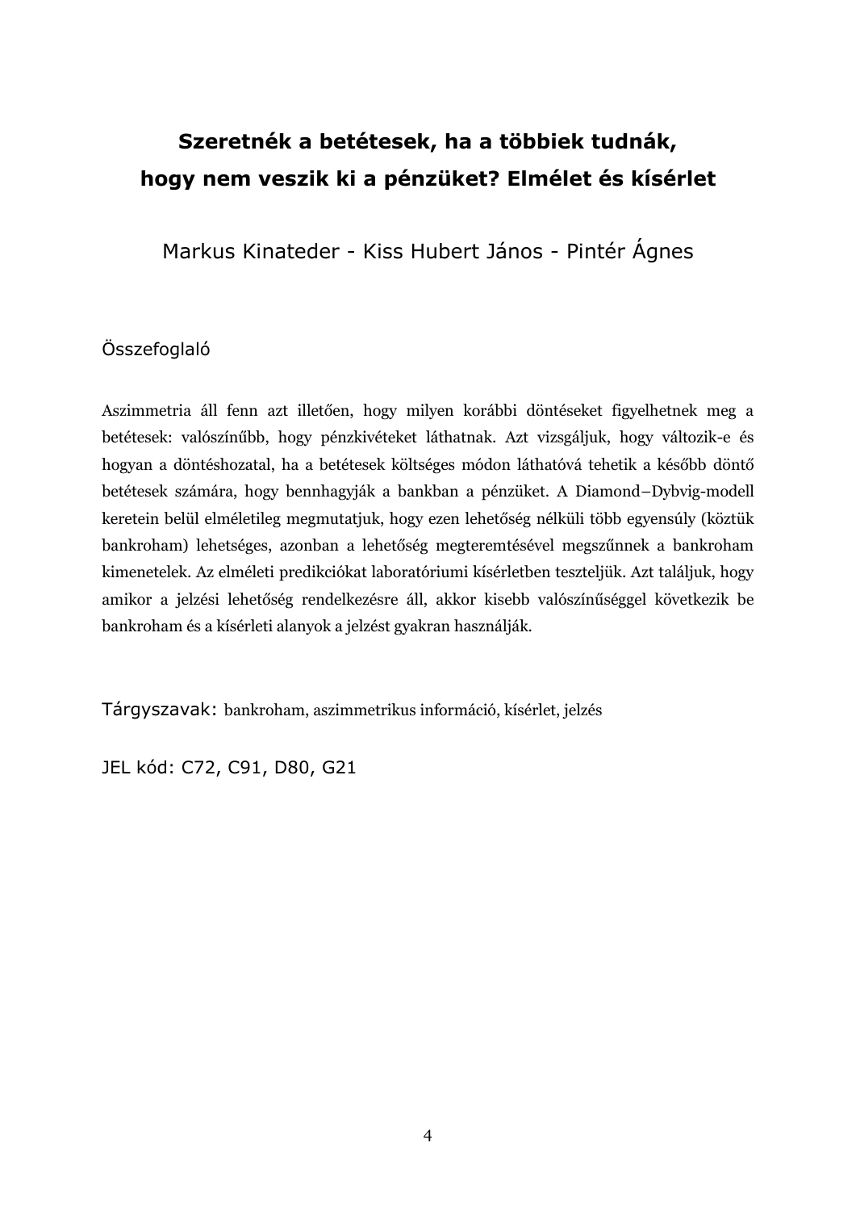# Szeretnék a betétesek, ha a többiek tudnák, hogy nem veszik ki a pénzüket? Elmélet és kísérlet

Markus Kinateder - Kiss Hubert János - Pintér Ágnes

## Összefoglaló

Aszimmetria áll fenn azt illetően, hogy milyen korábbi döntéseket figyelhetnek meg a betétesek: valószínűbb, hogy pénzkivételeket láthatnak. Azt vizsgáljuk, hogy változik-e és hogyan a döntéshozatal, ha a betétesek költséges módon láthatóvá tehetik a később döntő betétesek számára, hogy bennhagyják a bankban a pénzüket. A Diamond–Dybvig-modell keretein belül elméletileg megmutatjuk, hogy ezen lehetőség nélküli több egyensúly (köztük bankroham) lehetséges, azonban a lehetőség megteremtésével megszűnnek a bankroham kimenetelek. Az elméleti predikciókat laboratóriumi kísérletben teszteljük. Azt találjuk, hogy amikor a jelzési lehetőség rendelkezésre áll, akkor kisebb valószínűséggel következik be bankroham és a kísérleti alanyok a jelzést gyakran használják.

Tárgyszavak: bankroham, aszimmetrikus információ, kísérlet, jelzés

JEL kód: C72, C91, D80, G21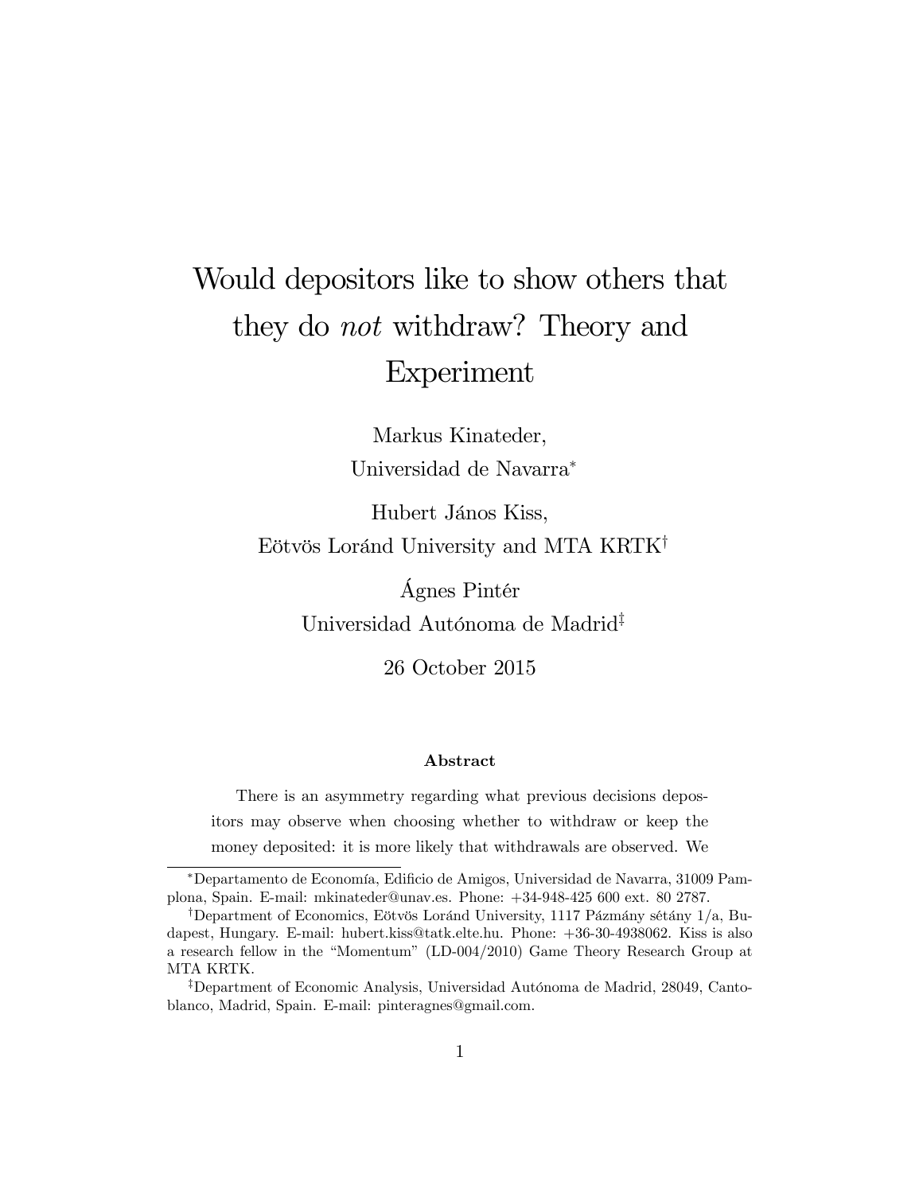# Would depositors like to show others that they do *not* withdraw? Theory and Experiment

Markus Kinateder,
Universidad de Navarra[*]

Hubert János Kiss,
Eötvös Loránd University and MTA KRTK[†]

Ágnes Pintér
Universidad Autónoma de Madrid[‡]

26 October 2015

### Abstract

There is an asymmetry regarding what previous decisions depositors may observe when choosing whether to withdraw or keep the money deposited: it is more likely that withdrawals are observed. We

---

[*]Departamento de Economía, Edificio de Amigos, Universidad de Navarra, 31009 Pamplona, Spain. E-mail: mkinateder@unav.es. Phone: +34-948-425 600 ext. 80 2787.

[†]Department of Economics, Eötvös Loránd University, 1117 Pázmány sétány 1/a, Budapest, Hungary. E-mail: hubert.kiss@tatk.elte.hu. Phone: +36-30-4938062. Kiss is also a research fellow in the "Momentum" (LD-004/2010) Game Theory Research Group at MTA KRTK.

[‡]Department of Economic Analysis, Universidad Autónoma de Madrid, 28049, Cantoblanco, Madrid, Spain. E-mail: pinteragnes@gmail.com.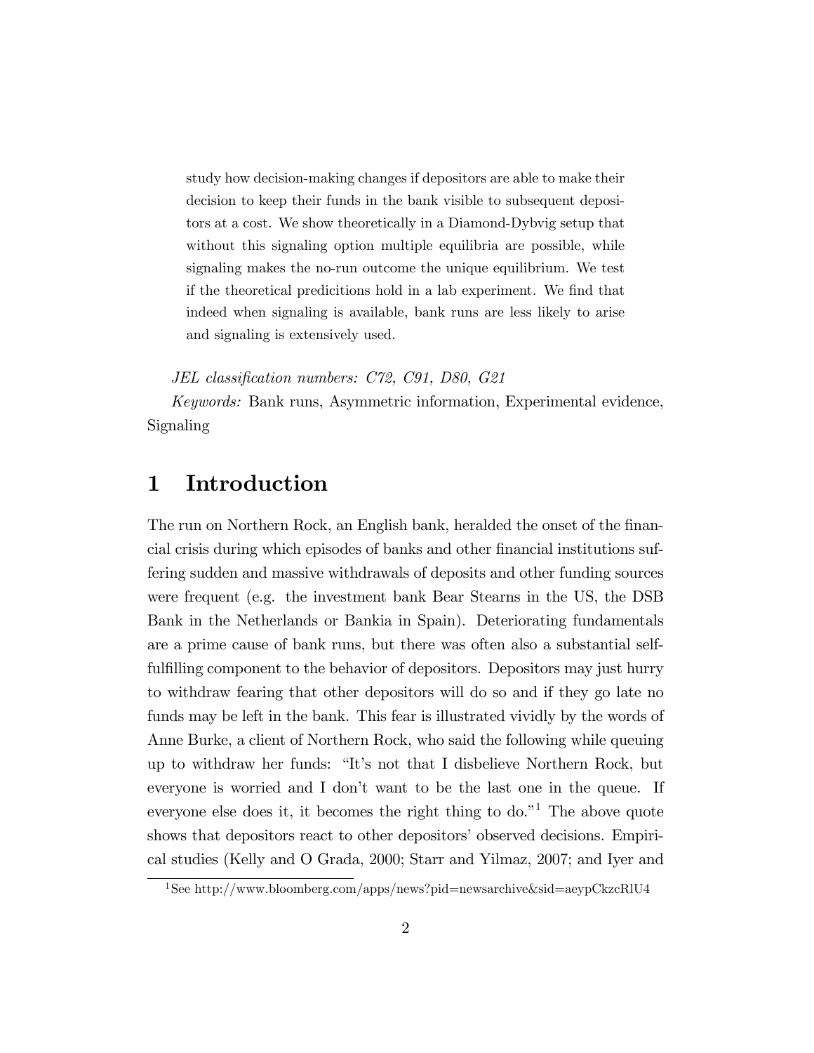study how decision-making changes if depositors are able to make their decision to keep their funds in the bank visible to subsequent depositors at a cost. We show theoretically in a Diamond-Dybvig setup that without this signaling option multiple equilibria are possible, while signaling makes the no-run outcome the unique equilibrium. We test if the theoretical predicitions hold in a lab experiment. We find that indeed when signaling is available, bank runs are less likely to arise and signaling is extensively used.

*JEL classification numbers: C72, C91, D80, G21*

*Keywords:* Bank runs, Asymmetric information, Experimental evidence, Signaling

# 1 Introduction

The run on Northern Rock, an English bank, heralded the onset of the financial crisis during which episodes of banks and other financial institutions suffering sudden and massive withdrawals of deposits and other funding sources were frequent (e.g. the investment bank Bear Stearns in the US, the DSB Bank in the Netherlands or Bankia in Spain). Deteriorating fundamentals are a prime cause of bank runs, but there was often also a substantial self-fulfilling component to the behavior of depositors. Depositors may just hurry to withdraw fearing that other depositors will do so and if they go late no funds may be left in the bank. This fear is illustrated vividly by the words of Anne Burke, a client of Northern Rock, who said the following while queuing up to withdraw her funds: "It's not that I disbelieve Northern Rock, but everyone is worried and I don't want to be the last one in the queue. If everyone else does it, it becomes the right thing to do."[1] The above quote shows that depositors react to other depositors' observed decisions. Empirical studies (Kelly and O Grada, 2000; Starr and Yilmaz, 2007; and Iyer and

[1] See http://www.bloomberg.com/apps/news?pid=newsarchive&sid=aeypCkzcRlU4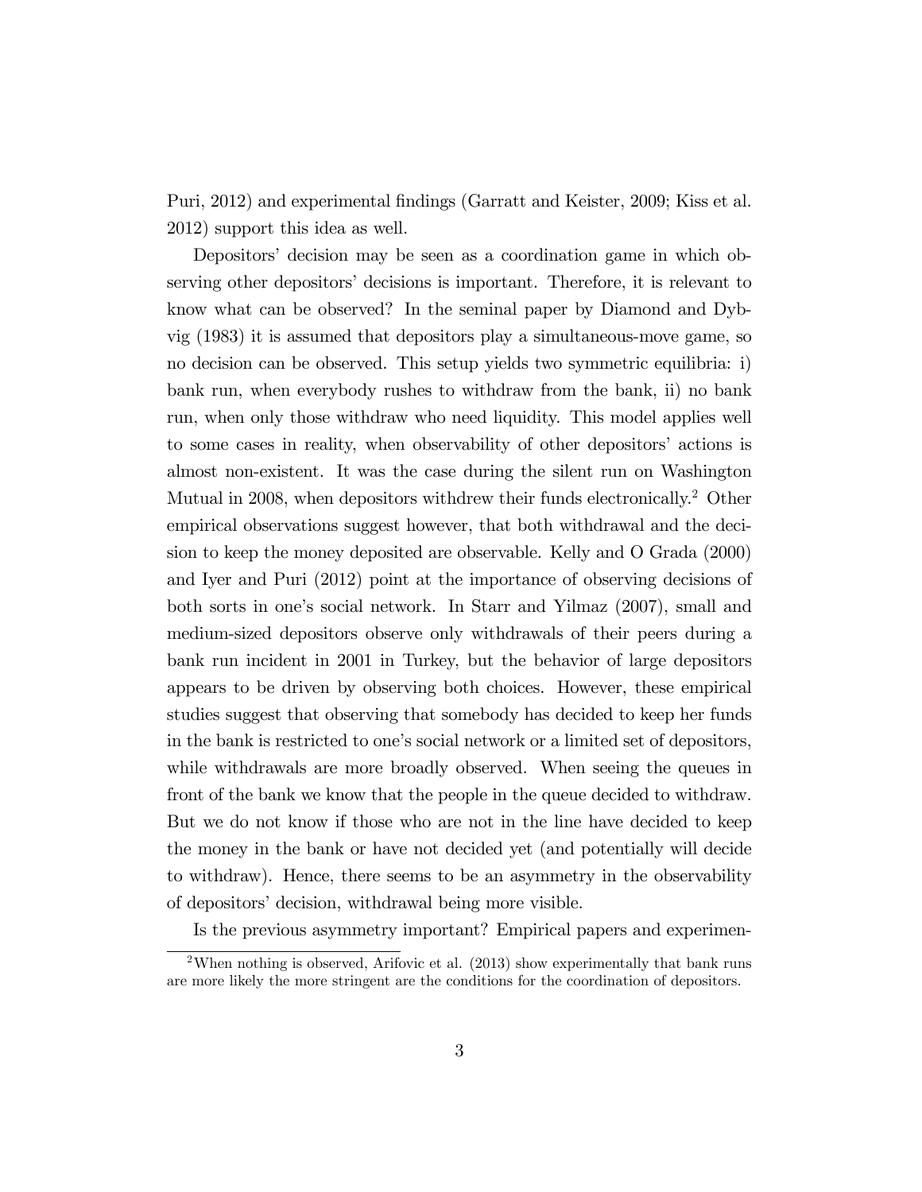Puri, 2012) and experimental findings (Garratt and Keister, 2009; Kiss et al. 2012) support this idea as well.

Depositors' decision may be seen as a coordination game in which observing other depositors' decisions is important. Therefore, it is relevant to know what can be observed? In the seminal paper by Diamond and Dybvig (1983) it is assumed that depositors play a simultaneous-move game, so no decision can be observed. This setup yields two symmetric equilibria: i) bank run, when everybody rushes to withdraw from the bank, ii) no bank run, when only those withdraw who need liquidity. This model applies well to some cases in reality, when observability of other depositors' actions is almost non-existent. It was the case during the silent run on Washington Mutual in 2008, when depositors withdrew their funds electronically.[2] Other empirical observations suggest however, that both withdrawal and the decision to keep the money deposited are observable. Kelly and O Grada (2000) and Iyer and Puri (2012) point at the importance of observing decisions of both sorts in one's social network. In Starr and Yilmaz (2007), small and medium-sized depositors observe only withdrawals of their peers during a bank run incident in 2001 in Turkey, but the behavior of large depositors appears to be driven by observing both choices. However, these empirical studies suggest that observing that somebody has decided to keep her funds in the bank is restricted to one's social network or a limited set of depositors, while withdrawals are more broadly observed. When seeing the queues in front of the bank we know that the people in the queue decided to withdraw. But we do not know if those who are not in the line have decided to keep the money in the bank or have not decided yet (and potentially will decide to withdraw). Hence, there seems to be an asymmetry in the observability of depositors' decision, withdrawal being more visible.

Is the previous asymmetry important? Empirical papers and experimen-

[2] When nothing is observed, Arifovic et al. (2013) show experimentally that bank runs are more likely the more stringent are the conditions for the coordination of depositors.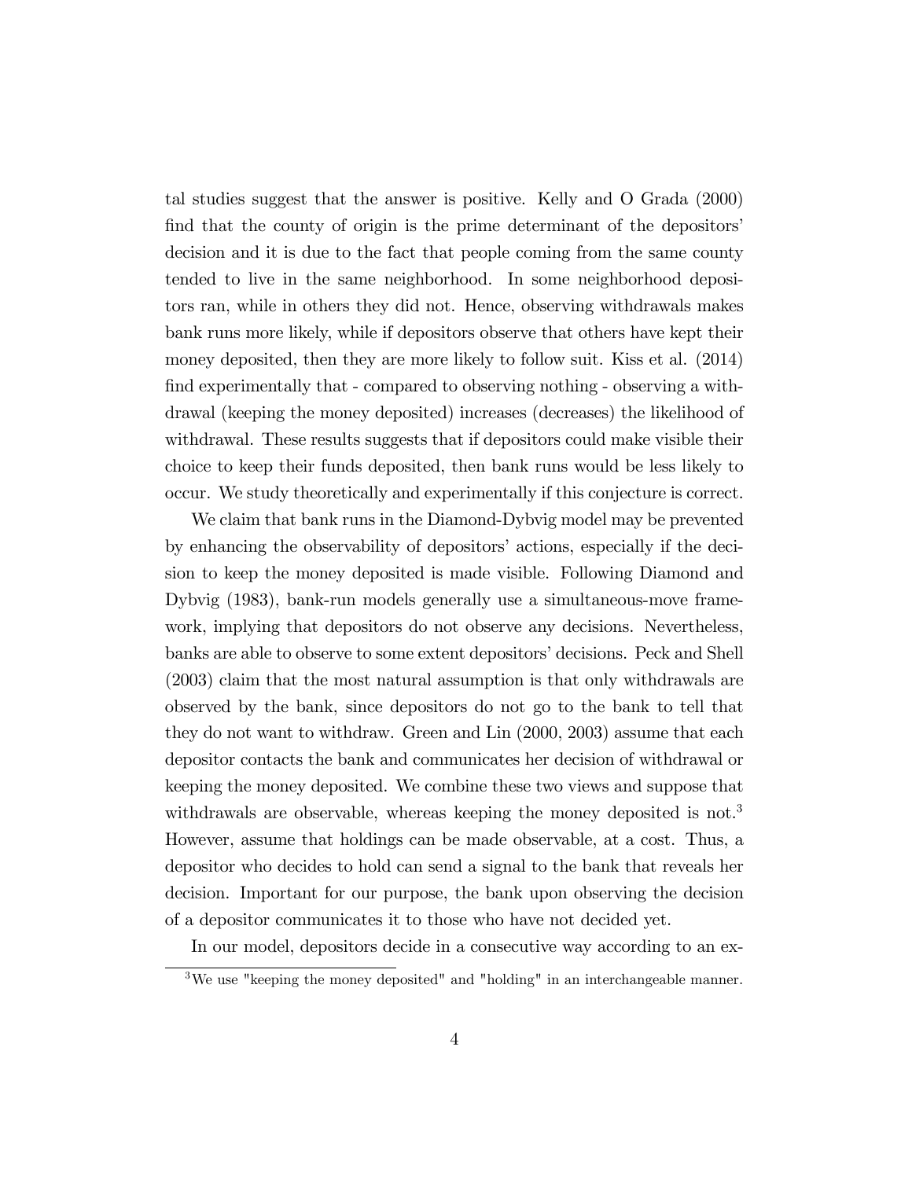tal studies suggest that the answer is positive. Kelly and O Grada (2000) find that the county of origin is the prime determinant of the depositors' decision and it is due to the fact that people coming from the same county tended to live in the same neighborhood. In some neighborhood depositors ran, while in others they did not. Hence, observing withdrawals makes bank runs more likely, while if depositors observe that others have kept their money deposited, then they are more likely to follow suit. Kiss et al. (2014) find experimentally that - compared to observing nothing - observing a withdrawal (keeping the money deposited) increases (decreases) the likelihood of withdrawal. These results suggests that if depositors could make visible their choice to keep their funds deposited, then bank runs would be less likely to occur. We study theoretically and experimentally if this conjecture is correct.

We claim that bank runs in the Diamond-Dybvig model may be prevented by enhancing the observability of depositors' actions, especially if the decision to keep the money deposited is made visible. Following Diamond and Dybvig (1983), bank-run models generally use a simultaneous-move framework, implying that depositors do not observe any decisions. Nevertheless, banks are able to observe to some extent depositors' decisions. Peck and Shell (2003) claim that the most natural assumption is that only withdrawals are observed by the bank, since depositors do not go to the bank to tell that they do not want to withdraw. Green and Lin (2000, 2003) assume that each depositor contacts the bank and communicates her decision of withdrawal or keeping the money deposited. We combine these two views and suppose that withdrawals are observable, whereas keeping the money deposited is not.[3] However, assume that holdings can be made observable, at a cost. Thus, a depositor who decides to hold can send a signal to the bank that reveals her decision. Important for our purpose, the bank upon observing the decision of a depositor communicates it to those who have not decided yet.

In our model, depositors decide in a consecutive way according to an ex-

[3] We use "keeping the money deposited" and "holding" in an interchangeable manner.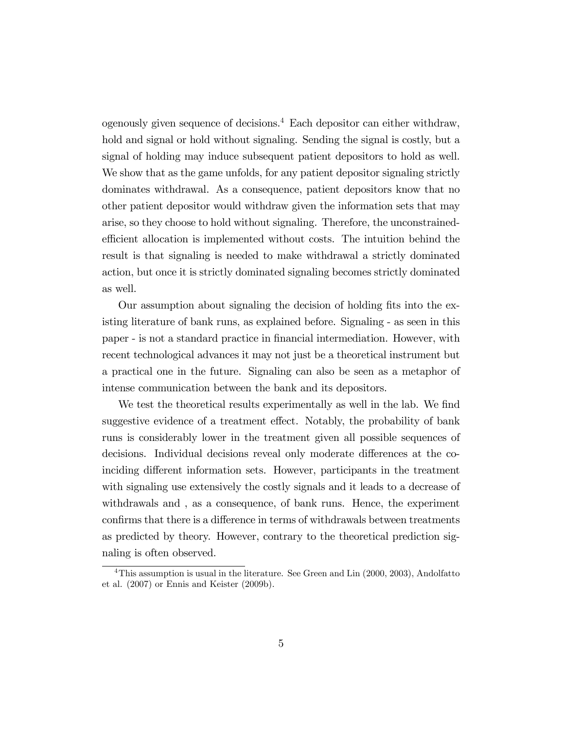ogenously given sequence of decisions.[4] Each depositor can either withdraw, hold and signal or hold without signaling. Sending the signal is costly, but a signal of holding may induce subsequent patient depositors to hold as well. We show that as the game unfolds, for any patient depositor signaling strictly dominates withdrawal. As a consequence, patient depositors know that no other patient depositor would withdraw given the information sets that may arise, so they choose to hold without signaling. Therefore, the unconstrained-efficient allocation is implemented without costs. The intuition behind the result is that signaling is needed to make withdrawal a strictly dominated action, but once it is strictly dominated signaling becomes strictly dominated as well.

Our assumption about signaling the decision of holding fits into the existing literature of bank runs, as explained before. Signaling - as seen in this paper - is not a standard practice in financial intermediation. However, with recent technological advances it may not just be a theoretical instrument but a practical one in the future. Signaling can also be seen as a metaphor of intense communication between the bank and its depositors.

We test the theoretical results experimentally as well in the lab. We find suggestive evidence of a treatment effect. Notably, the probability of bank runs is considerably lower in the treatment given all possible sequences of decisions. Individual decisions reveal only moderate differences at the coinciding different information sets. However, participants in the treatment with signaling use extensively the costly signals and it leads to a decrease of withdrawals and , as a consequence, of bank runs. Hence, the experiment confirms that there is a difference in terms of withdrawals between treatments as predicted by theory. However, contrary to the theoretical prediction signaling is often observed.

[4] This assumption is usual in the literature. See Green and Lin (2000, 2003), Andolfatto et al. (2007) or Ennis and Keister (2009b).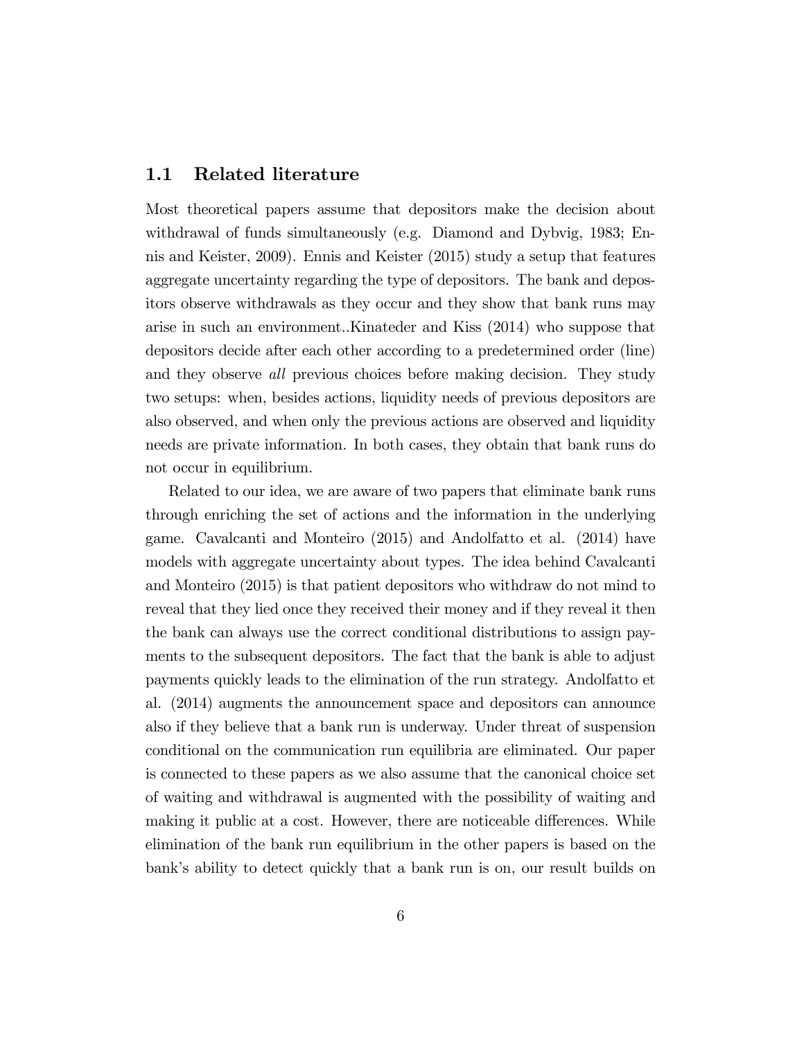## 1.1 Related literature

Most theoretical papers assume that depositors make the decision about withdrawal of funds simultaneously (e.g. Diamond and Dybvig, 1983; Ennis and Keister, 2009). Ennis and Keister (2015) study a setup that features aggregate uncertainty regarding the type of depositors. The bank and depositors observe withdrawals as they occur and they show that bank runs may arise in such an environment..Kinateder and Kiss (2014) who suppose that depositors decide after each other according to a predetermined order (line) and they observe *all* previous choices before making decision. They study two setups: when, besides actions, liquidity needs of previous depositors are also observed, and when only the previous actions are observed and liquidity needs are private information. In both cases, they obtain that bank runs do not occur in equilibrium.

Related to our idea, we are aware of two papers that eliminate bank runs through enriching the set of actions and the information in the underlying game. Cavalcanti and Monteiro (2015) and Andolfatto et al. (2014) have models with aggregate uncertainty about types. The idea behind Cavalcanti and Monteiro (2015) is that patient depositors who withdraw do not mind to reveal that they lied once they received their money and if they reveal it then the bank can always use the correct conditional distributions to assign payments to the subsequent depositors. The fact that the bank is able to adjust payments quickly leads to the elimination of the run strategy. Andolfatto et al. (2014) augments the announcement space and depositors can announce also if they believe that a bank run is underway. Under threat of suspension conditional on the communication run equilibria are eliminated. Our paper is connected to these papers as we also assume that the canonical choice set of waiting and withdrawal is augmented with the possibility of waiting and making it public at a cost. However, there are noticeable differences. While elimination of the bank run equilibrium in the other papers is based on the bank's ability to detect quickly that a bank run is on, our result builds on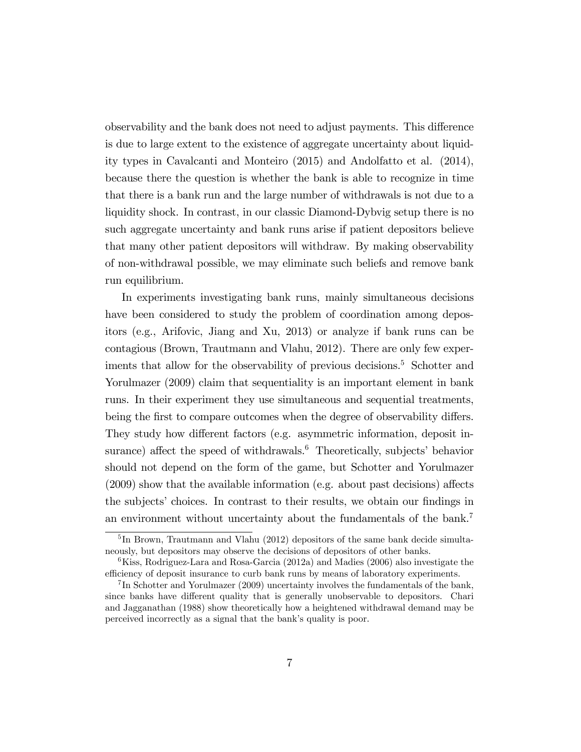observability and the bank does not need to adjust payments. This difference is due to large extent to the existence of aggregate uncertainty about liquidity types in Cavalcanti and Monteiro (2015) and Andolfatto et al. (2014), because there the question is whether the bank is able to recognize in time that there is a bank run and the large number of withdrawals is not due to a liquidity shock. In contrast, in our classic Diamond-Dybvig setup there is no such aggregate uncertainty and bank runs arise if patient depositors believe that many other patient depositors will withdraw. By making observability of non-withdrawal possible, we may eliminate such beliefs and remove bank run equilibrium.

In experiments investigating bank runs, mainly simultaneous decisions have been considered to study the problem of coordination among depositors (e.g., Arifovic, Jiang and Xu, 2013) or analyze if bank runs can be contagious (Brown, Trautmann and Vlahu, 2012). There are only few experiments that allow for the observability of previous decisions.[5] Schotter and Yorulmazer (2009) claim that sequentiality is an important element in bank runs. In their experiment they use simultaneous and sequential treatments, being the first to compare outcomes when the degree of observability differs. They study how different factors (e.g. asymmetric information, deposit insurance) affect the speed of withdrawals.[6] Theoretically, subjects' behavior should not depend on the form of the game, but Schotter and Yorulmazer (2009) show that the available information (e.g. about past decisions) affects the subjects' choices. In contrast to their results, we obtain our findings in an environment without uncertainty about the fundamentals of the bank.[7]

[5] In Brown, Trautmann and Vlahu (2012) depositors of the same bank decide simultaneously, but depositors may observe the decisions of depositors of other banks.

[6] Kiss, Rodriguez-Lara and Rosa-Garcia (2012a) and Madies (2006) also investigate the efficiency of deposit insurance to curb bank runs by means of laboratory experiments.

[7] In Schotter and Yorulmazer (2009) uncertainty involves the fundamentals of the bank, since banks have different quality that is generally unobservable to depositors. Chari and Jagganathan (1988) show theoretically how a heightened withdrawal demand may be perceived incorrectly as a signal that the bank's quality is poor.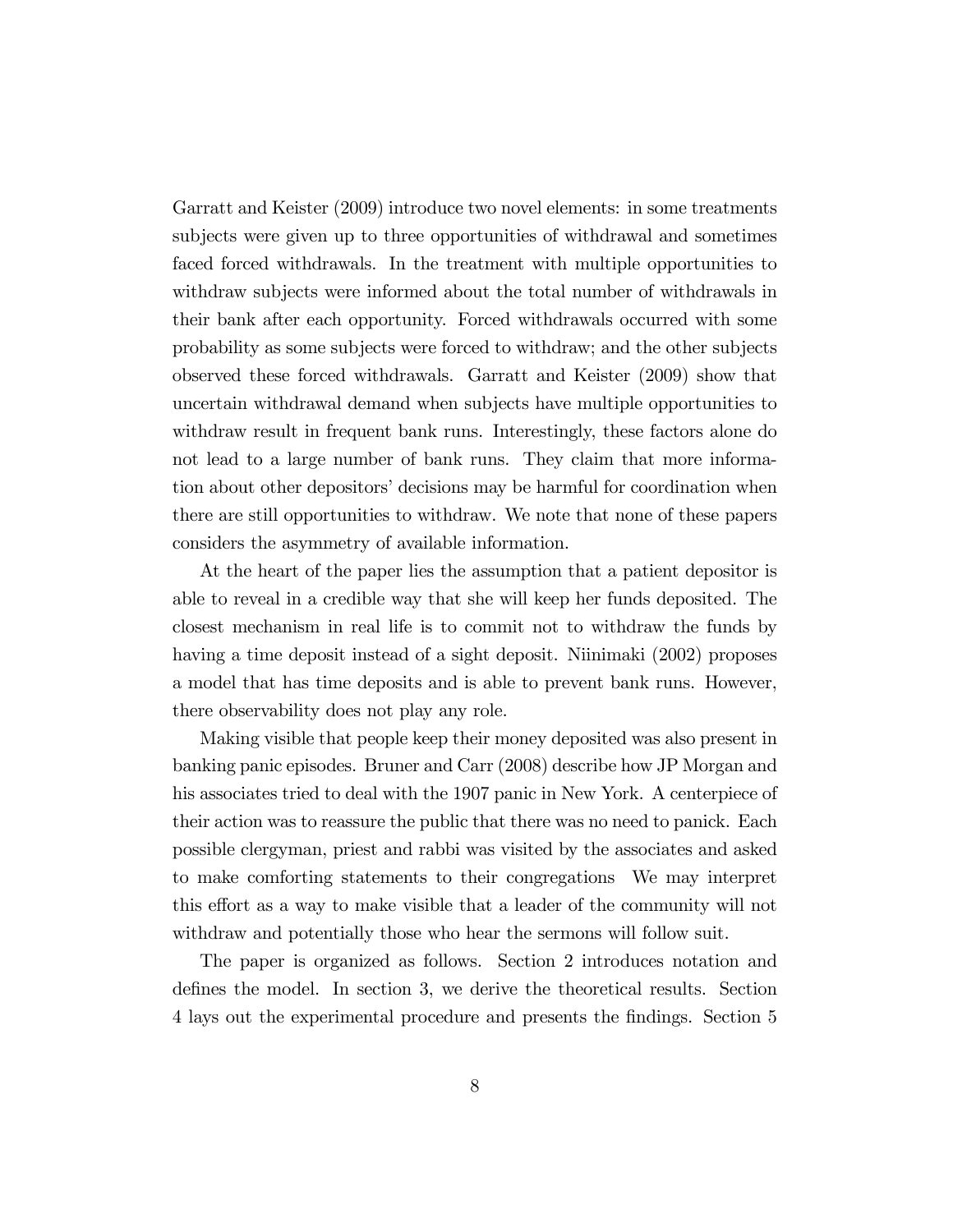Garratt and Keister (2009) introduce two novel elements: in some treatments subjects were given up to three opportunities of withdrawal and sometimes faced forced withdrawals. In the treatment with multiple opportunities to withdraw subjects were informed about the total number of withdrawals in their bank after each opportunity. Forced withdrawals occurred with some probability as some subjects were forced to withdraw; and the other subjects observed these forced withdrawals. Garratt and Keister (2009) show that uncertain withdrawal demand when subjects have multiple opportunities to withdraw result in frequent bank runs. Interestingly, these factors alone do not lead to a large number of bank runs. They claim that more information about other depositors' decisions may be harmful for coordination when there are still opportunities to withdraw. We note that none of these papers considers the asymmetry of available information.

At the heart of the paper lies the assumption that a patient depositor is able to reveal in a credible way that she will keep her funds deposited. The closest mechanism in real life is to commit not to withdraw the funds by having a time deposit instead of a sight deposit. Niinimaki (2002) proposes a model that has time deposits and is able to prevent bank runs. However, there observability does not play any role.

Making visible that people keep their money deposited was also present in banking panic episodes. Bruner and Carr (2008) describe how JP Morgan and his associates tried to deal with the 1907 panic in New York. A centerpiece of their action was to reassure the public that there was no need to panick. Each possible clergyman, priest and rabbi was visited by the associates and asked to make comforting statements to their congregations We may interpret this effort as a way to make visible that a leader of the community will not withdraw and potentially those who hear the sermons will follow suit.

The paper is organized as follows. Section 2 introduces notation and defines the model. In section 3, we derive the theoretical results. Section 4 lays out the experimental procedure and presents the findings. Section 5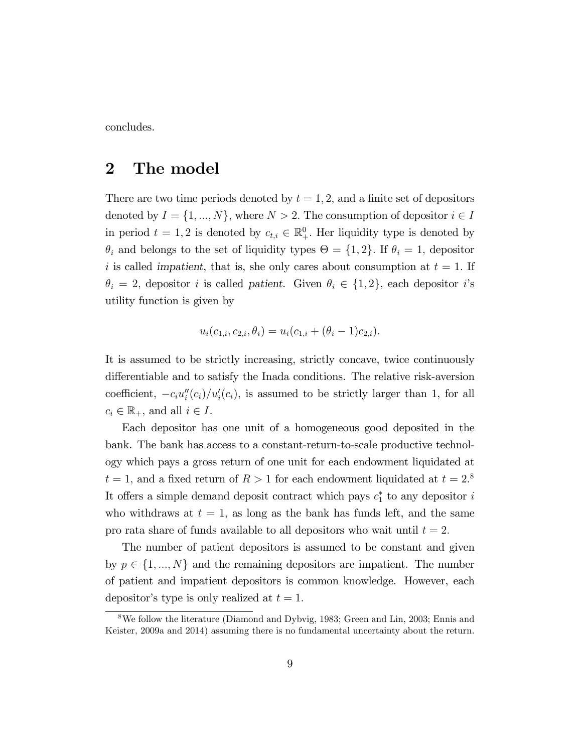concludes.

## 2 The model

There are two time periods denoted by $t = 1, 2$, and a finite set of depositors denoted by $I = \{1, ..., N\}$, where $N > 2$. The consumption of depositor $i \in I$ in period $t = 1, 2$ is denoted by $c_{t,i} \in \mathbb{R}_+^0$. Her liquidity type is denoted by $\theta_i$ and belongs to the set of liquidity types $\Theta = \{1, 2\}$. If $\theta_i = 1$, depositor $i$ is called *impatient*, that is, she only cares about consumption at $t = 1$. If $\theta_i = 2$, depositor $i$ is called *patient*. Given $\theta_i \in \{1, 2\}$, each depositor $i$'s utility function is given by

$$u_i(c_{1,i}, c_{2,i}, \theta_i) = u_i(c_{1,i} + (\theta_i - 1)c_{2,i}).$$

It is assumed to be strictly increasing, strictly concave, twice continuously differentiable and to satisfy the Inada conditions. The relative risk-aversion coefficient, $-c_i u_i''(c_i)/u_i'(c_i)$, is assumed to be strictly larger than 1, for all $c_i \in \mathbb{R}_+$, and all $i \in I$.

Each depositor has one unit of a homogeneous good deposited in the bank. The bank has access to a constant-return-to-scale productive technology which pays a gross return of one unit for each endowment liquidated at $t = 1$, and a fixed return of $R > 1$ for each endowment liquidated at $t = 2$.[8] It offers a simple demand deposit contract which pays $c_1^*$ to any depositor $i$ who withdraws at $t = 1$, as long as the bank has funds left, and the same pro rata share of funds available to all depositors who wait until $t = 2$.

The number of patient depositors is assumed to be constant and given by $p \in \{1, ..., N\}$ and the remaining depositors are impatient. The number of patient and impatient depositors is common knowledge. However, each depositor's type is only realized at $t = 1$.

[8] We follow the literature (Diamond and Dybvig, 1983; Green and Lin, 2003; Ennis and Keister, 2009a and 2014) assuming there is no fundamental uncertainty about the return.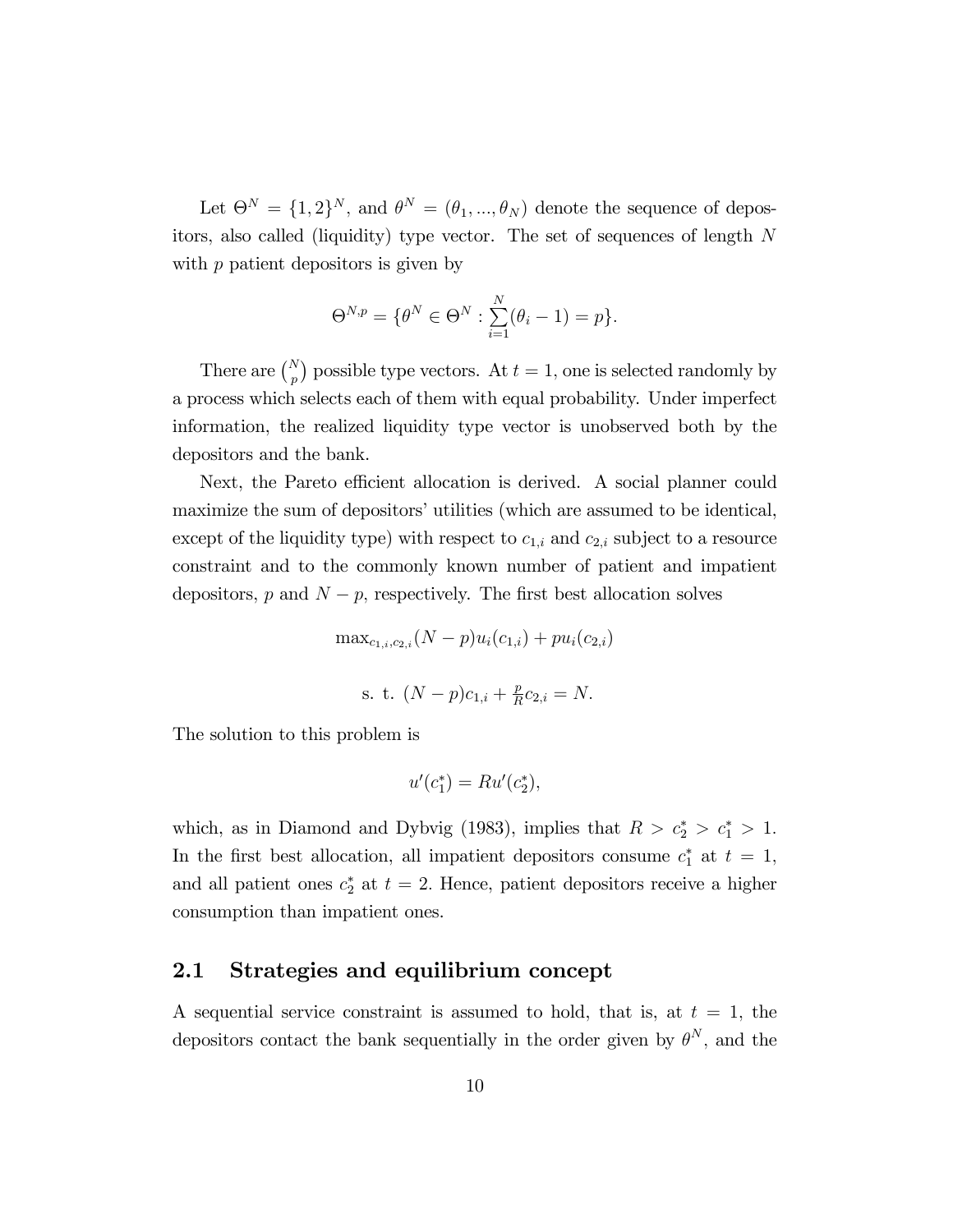Let $\Theta^N = \{1,2\}^N$, and $\theta^N = (\theta_1, ..., \theta_N)$ denote the sequence of depositors, also called (liquidity) type vector. The set of sequences of length $N$ with $p$ patient depositors is given by

$$\Theta^{N,p} = \{\theta^N \in \Theta^N : \sum_{i=1}^{N}(\theta_i - 1) = p\}.$$

There are $\binom{N}{p}$ possible type vectors. At $t = 1$, one is selected randomly by a process which selects each of them with equal probability. Under imperfect information, the realized liquidity type vector is unobserved both by the depositors and the bank.

Next, the Pareto efficient allocation is derived. A social planner could maximize the sum of depositors' utilities (which are assumed to be identical, except of the liquidity type) with respect to $c_{1,i}$ and $c_{2,i}$ subject to a resource constraint and to the commonly known number of patient and impatient depositors, $p$ and $N - p$, respectively. The first best allocation solves

$$\max_{c_{1,i},c_{2,i}}(N-p)u_i(c_{1,i}) + pu_i(c_{2,i})$$

$$\text{s. t. } (N-p)c_{1,i} + \tfrac{p}{R}c_{2,i} = N.$$

The solution to this problem is

$$u'(c_1^*) = Ru'(c_2^*),$$

which, as in Diamond and Dybvig (1983), implies that $R > c_2^* > c_1^* > 1$. In the first best allocation, all impatient depositors consume $c_1^*$ at $t = 1$, and all patient ones $c_2^*$ at $t = 2$. Hence, patient depositors receive a higher consumption than impatient ones.

## 2.1 Strategies and equilibrium concept

A sequential service constraint is assumed to hold, that is, at $t = 1$, the depositors contact the bank sequentially in the order given by $\theta^N$, and the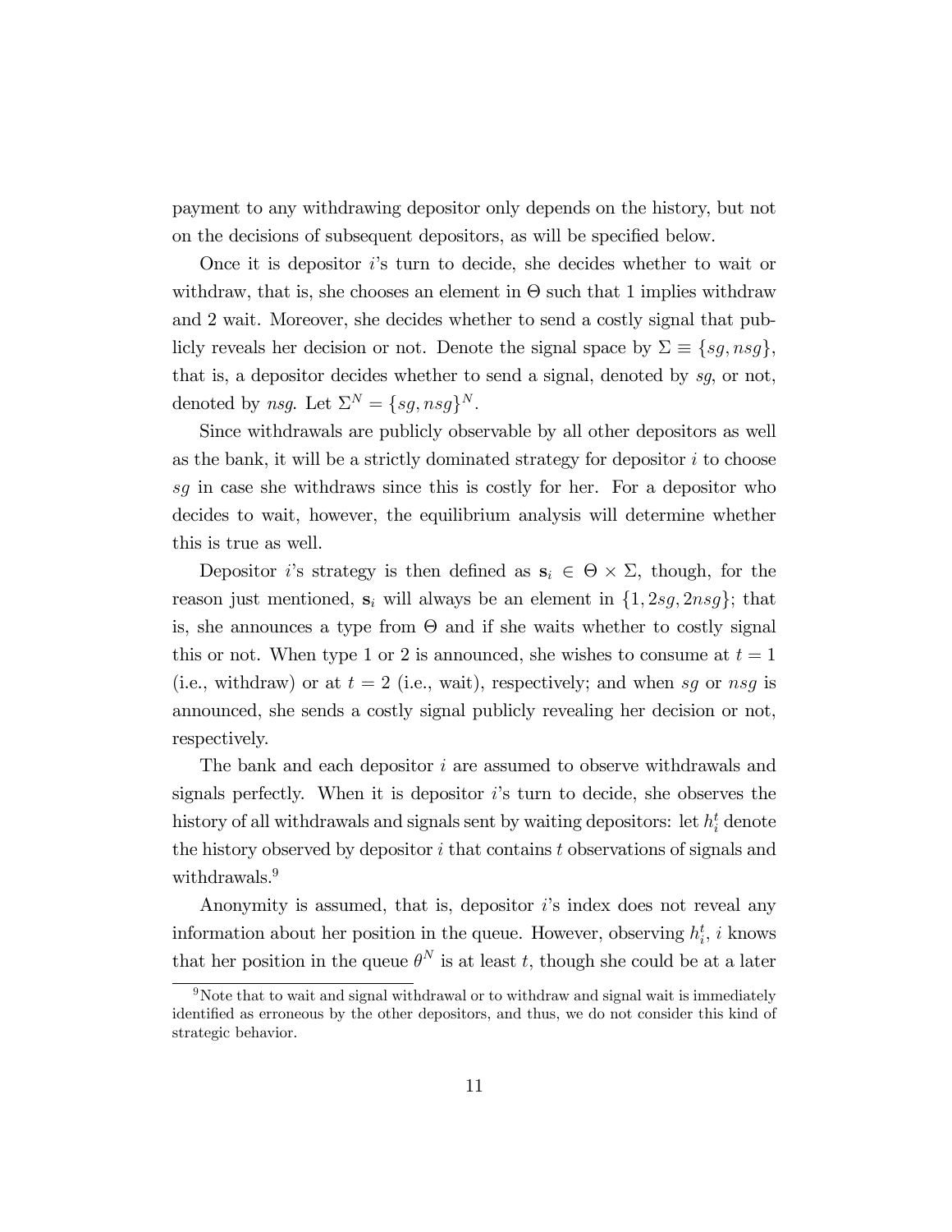payment to any withdrawing depositor only depends on the history, but not on the decisions of subsequent depositors, as will be specified below.

Once it is depositor $i$'s turn to decide, she decides whether to wait or withdraw, that is, she chooses an element in $\Theta$ such that 1 implies withdraw and 2 wait. Moreover, she decides whether to send a costly signal that publicly reveals her decision or not. Denote the signal space by $\Sigma \equiv \{sg, nsg\}$, that is, a depositor decides whether to send a signal, denoted by *sg*, or not, denoted by *nsg*. Let $\Sigma^N = \{sg, nsg\}^N$.

Since withdrawals are publicly observable by all other depositors as well as the bank, it will be a strictly dominated strategy for depositor $i$ to choose *sg* in case she withdraws since this is costly for her. For a depositor who decides to wait, however, the equilibrium analysis will determine whether this is true as well.

Depositor $i$'s strategy is then defined as $\mathbf{s}_i \in \Theta \times \Sigma$, though, for the reason just mentioned, $\mathbf{s}_i$ will always be an element in $\{1, 2sg, 2nsg\}$; that is, she announces a type from $\Theta$ and if she waits whether to costly signal this or not. When type 1 or 2 is announced, she wishes to consume at $t = 1$ (i.e., withdraw) or at $t = 2$ (i.e., wait), respectively; and when *sg* or *nsg* is announced, she sends a costly signal publicly revealing her decision or not, respectively.

The bank and each depositor $i$ are assumed to observe withdrawals and signals perfectly. When it is depositor $i$'s turn to decide, she observes the history of all withdrawals and signals sent by waiting depositors: let $h_i^t$ denote the history observed by depositor $i$ that contains $t$ observations of signals and withdrawals.[9]

Anonymity is assumed, that is, depositor $i$'s index does not reveal any information about her position in the queue. However, observing $h_i^t$, $i$ knows that her position in the queue $\theta^N$ is at least $t$, though she could be at a later

[9] Note that to wait and signal withdrawal or to withdraw and signal wait is immediately identified as erroneous by the other depositors, and thus, we do not consider this kind of strategic behavior.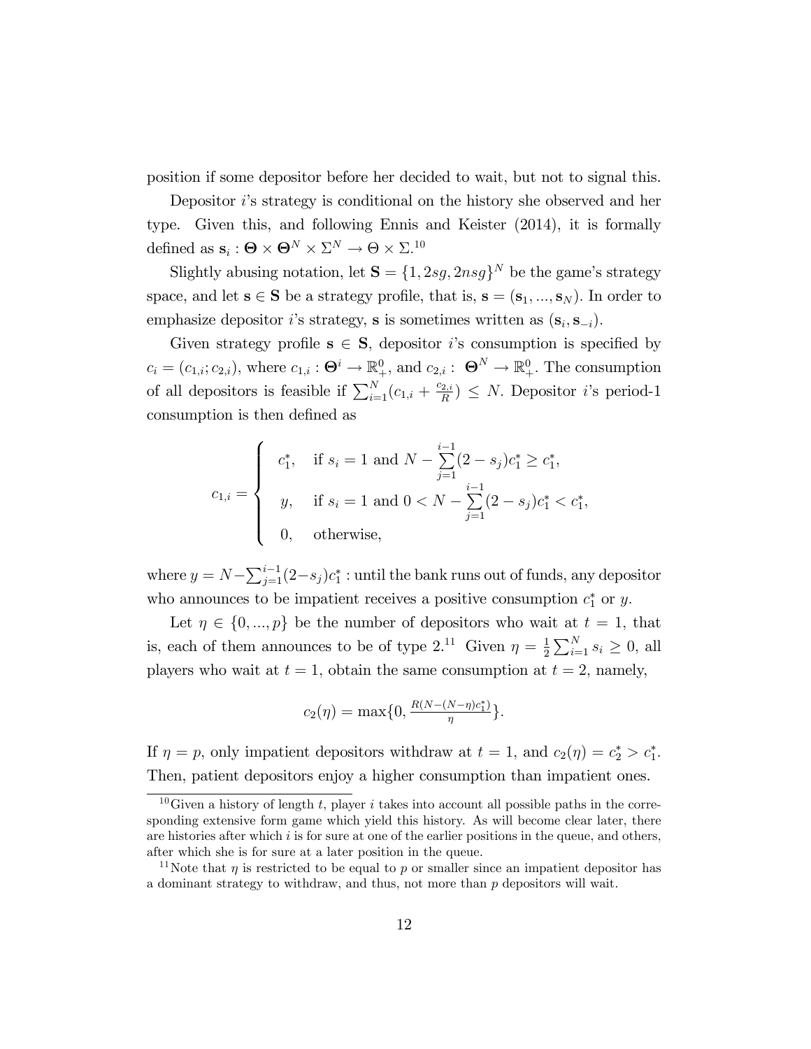position if some depositor before her decided to wait, but not to signal this.

Depositor $i$'s strategy is conditional on the history she observed and her type. Given this, and following Ennis and Keister (2014), it is formally defined as $\mathbf{s}_i : \mathbf{\Theta} \times \mathbf{\Theta}^N \times \Sigma^N \rightarrow \Theta \times \Sigma$.[10]

Slightly abusing notation, let $\mathbf{S} = \{1, 2sg, 2nsg\}^N$ be the game's strategy space, and let $\mathbf{s} \in \mathbf{S}$ be a strategy profile, that is, $\mathbf{s} = (\mathbf{s}_1, ..., \mathbf{s}_N)$. In order to emphasize depositor $i$'s strategy, $\mathbf{s}$ is sometimes written as $(\mathbf{s}_i, \mathbf{s}_{-i})$.

Given strategy profile $\mathbf{s} \in \mathbf{S}$, depositor $i$'s consumption is specified by $c_i = (c_{1,i}; c_{2,i})$, where $c_{1,i} : \mathbf{\Theta}^i \rightarrow \mathbb{R}^0_+$, and $c_{2,i} : \mathbf{\Theta}^N \rightarrow \mathbb{R}^0_+$. The consumption of all depositors is feasible if $\sum_{i=1}^N (c_{1,i} + \frac{c_{2,i}}{R}) \leq N$. Depositor $i$'s period-1 consumption is then defined as

$$c_{1,i} = \begin{cases} c_1^*, & \text{if } s_i = 1 \text{ and } N - \sum\limits_{j=1}^{i-1}(2 - s_j)c_1^* \geq c_1^*, \\ y, & \text{if } s_i = 1 \text{ and } 0 < N - \sum\limits_{j=1}^{i-1}(2 - s_j)c_1^* < c_1^*, \\ 0, & \text{otherwise,} \end{cases}$$

where $y = N - \sum_{j=1}^{i-1}(2 - s_j)c_1^*$ : until the bank runs out of funds, any depositor who announces to be impatient receives a positive consumption $c_1^*$ or $y$.

Let $\eta \in \{0, ..., p\}$ be the number of depositors who wait at $t = 1$, that is, each of them announces to be of type 2.[11] Given $\eta = \frac{1}{2}\sum_{i=1}^N s_i \geq 0$, all players who wait at $t = 1$, obtain the same consumption at $t = 2$, namely,

$$c_2(\eta) = \max\{0, \tfrac{R(N-(N-\eta)c_1^*)}{\eta}\}.$$

If $\eta = p$, only impatient depositors withdraw at $t = 1$, and $c_2(\eta) = c_2^* > c_1^*$. Then, patient depositors enjoy a higher consumption than impatient ones.

[10] Given a history of length $t$, player $i$ takes into account all possible paths in the corresponding extensive form game which yield this history. As will become clear later, there are histories after which $i$ is for sure at one of the earlier positions in the queue, and others, after which she is for sure at a later position in the queue.

[11] Note that $\eta$ is restricted to be equal to $p$ or smaller since an impatient depositor has a dominant strategy to withdraw, and thus, not more than $p$ depositors will wait.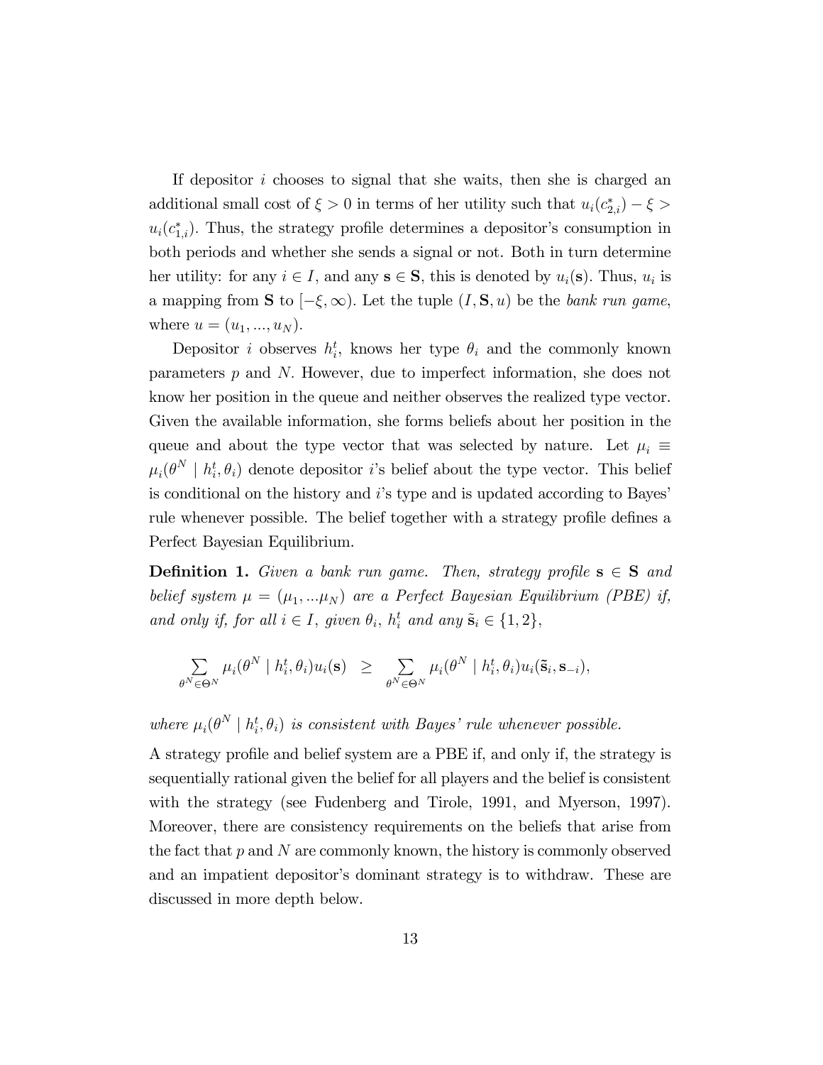If depositor $i$ chooses to signal that she waits, then she is charged an additional small cost of $\xi > 0$ in terms of her utility such that $u_i(c^*_{2,i}) - \xi > u_i(c^*_{1,i})$. Thus, the strategy profile determines a depositor's consumption in both periods and whether she sends a signal or not. Both in turn determine her utility: for any $i \in I$, and any $\mathbf{s} \in \mathbf{S}$, this is denoted by $u_i(\mathbf{s})$. Thus, $u_i$ is a mapping from $\mathbf{S}$ to $[-\xi, \infty)$. Let the tuple $(I, \mathbf{S}, u)$ be the *bank run game*, where $u = (u_1, ..., u_N)$.

Depositor $i$ observes $h^t_i$, knows her type $\theta_i$ and the commonly known parameters $p$ and $N$. However, due to imperfect information, she does not know her position in the queue and neither observes the realized type vector. Given the available information, she forms beliefs about her position in the queue and about the type vector that was selected by nature. Let $\mu_i \equiv \mu_i(\theta^N \mid h^t_i, \theta_i)$ denote depositor $i$'s belief about the type vector. This belief is conditional on the history and $i$'s type and is updated according to Bayes' rule whenever possible. The belief together with a strategy profile defines a Perfect Bayesian Equilibrium.

**Definition 1.** *Given a bank run game. Then, strategy profile $\mathbf{s} \in \mathbf{S}$ and belief system $\mu = (\mu_1, ...\mu_N)$ are a Perfect Bayesian Equilibrium (PBE) if, and only if, for all $i \in I$, given $\theta_i$, $h^t_i$ and any $\tilde{\mathbf{s}}_i \in \{1, 2\}$,*

$$\sum_{\theta^N \in \Theta^N} \mu_i(\theta^N \mid h^t_i, \theta_i) u_i(\mathbf{s}) \geq \sum_{\theta^N \in \Theta^N} \mu_i(\theta^N \mid h^t_i, \theta_i) u_i(\tilde{\mathbf{s}}_i, \mathbf{s}_{-i}),$$

*where $\mu_i(\theta^N \mid h^t_i, \theta_i)$ is consistent with Bayes' rule whenever possible.*

A strategy profile and belief system are a PBE if, and only if, the strategy is sequentially rational given the belief for all players and the belief is consistent with the strategy (see Fudenberg and Tirole, 1991, and Myerson, 1997). Moreover, there are consistency requirements on the beliefs that arise from the fact that $p$ and $N$ are commonly known, the history is commonly observed and an impatient depositor's dominant strategy is to withdraw. These are discussed in more depth below.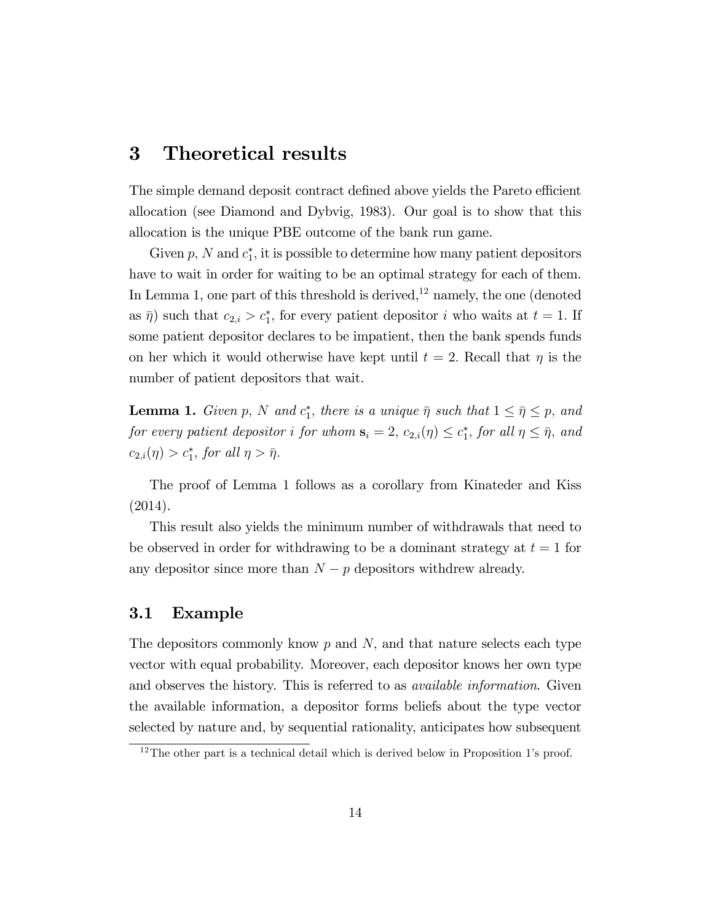## 3 Theoretical results

The simple demand deposit contract defined above yields the Pareto efficient allocation (see Diamond and Dybvig, 1983). Our goal is to show that this allocation is the unique PBE outcome of the bank run game.

Given $p$, $N$ and $c_1^*$, it is possible to determine how many patient depositors have to wait in order for waiting to be an optimal strategy for each of them. In Lemma 1, one part of this threshold is derived,[12] namely, the one (denoted as $\bar{\eta}$) such that $c_{2,i} > c_1^*$, for every patient depositor $i$ who waits at $t = 1$. If some patient depositor declares to be impatient, then the bank spends funds on her which it would otherwise have kept until $t = 2$. Recall that $\eta$ is the number of patient depositors that wait.

**Lemma 1.** *Given $p$, $N$ and $c_1^*$, there is a unique $\bar{\eta}$ such that $1 \leq \bar{\eta} \leq p$, and for every patient depositor $i$ for whom $\mathbf{s}_i = 2$, $c_{2,i}(\eta) \leq c_1^*$, for all $\eta \leq \bar{\eta}$, and $c_{2,i}(\eta) > c_1^*$, for all $\eta > \bar{\eta}$.*

The proof of Lemma 1 follows as a corollary from Kinateder and Kiss (2014).

This result also yields the minimum number of withdrawals that need to be observed in order for withdrawing to be a dominant strategy at $t = 1$ for any depositor since more than $N - p$ depositors withdrew already.

### 3.1 Example

The depositors commonly know $p$ and $N$, and that nature selects each type vector with equal probability. Moreover, each depositor knows her own type and observes the history. This is referred to as *available information*. Given the available information, a depositor forms beliefs about the type vector selected by nature and, by sequential rationality, anticipates how subsequent

[12] The other part is a technical detail which is derived below in Proposition 1's proof.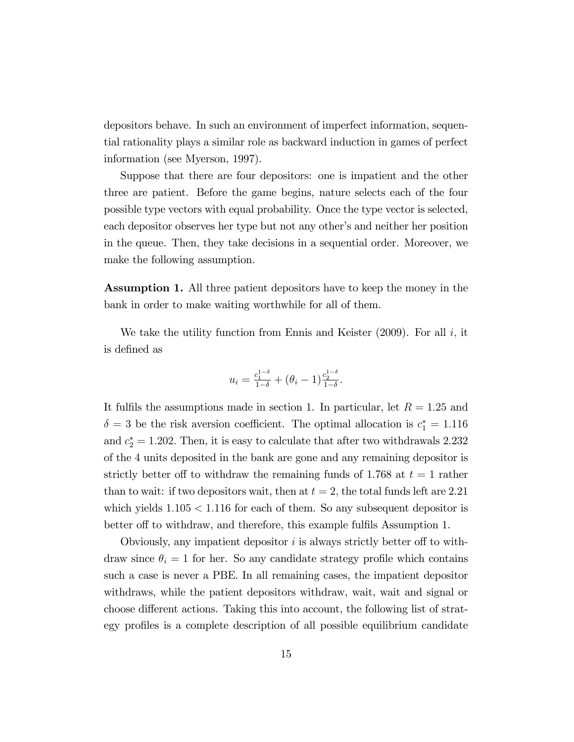depositors behave. In such an environment of imperfect information, sequential rationality plays a similar role as backward induction in games of perfect information (see Myerson, 1997).

Suppose that there are four depositors: one is impatient and the other three are patient. Before the game begins, nature selects each of the four possible type vectors with equal probability. Once the type vector is selected, each depositor observes her type but not any other's and neither her position in the queue. Then, they take decisions in a sequential order. Moreover, we make the following assumption.

**Assumption 1.** All three patient depositors have to keep the money in the bank in order to make waiting worthwhile for all of them.

We take the utility function from Ennis and Keister (2009). For all $i$, it is defined as

$$u_i = \frac{c_1^{1-\delta}}{1-\delta} + (\theta_i - 1)\frac{c_2^{1-\delta}}{1-\delta}.$$

It fulfils the assumptions made in section 1. In particular, let $R = 1.25$ and $\delta = 3$ be the risk aversion coefficient. The optimal allocation is $c_1^* = 1.116$ and $c_2^* = 1.202$. Then, it is easy to calculate that after two withdrawals 2.232 of the 4 units deposited in the bank are gone and any remaining depositor is strictly better off to withdraw the remaining funds of 1.768 at $t = 1$ rather than to wait: if two depositors wait, then at $t = 2$, the total funds left are 2.21 which yields $1.105 < 1.116$ for each of them. So any subsequent depositor is better off to withdraw, and therefore, this example fulfils Assumption 1.

Obviously, any impatient depositor $i$ is always strictly better off to withdraw since $\theta_i = 1$ for her. So any candidate strategy profile which contains such a case is never a PBE. In all remaining cases, the impatient depositor withdraws, while the patient depositors withdraw, wait, wait and signal or choose different actions. Taking this into account, the following list of strategy profiles is a complete description of all possible equilibrium candidate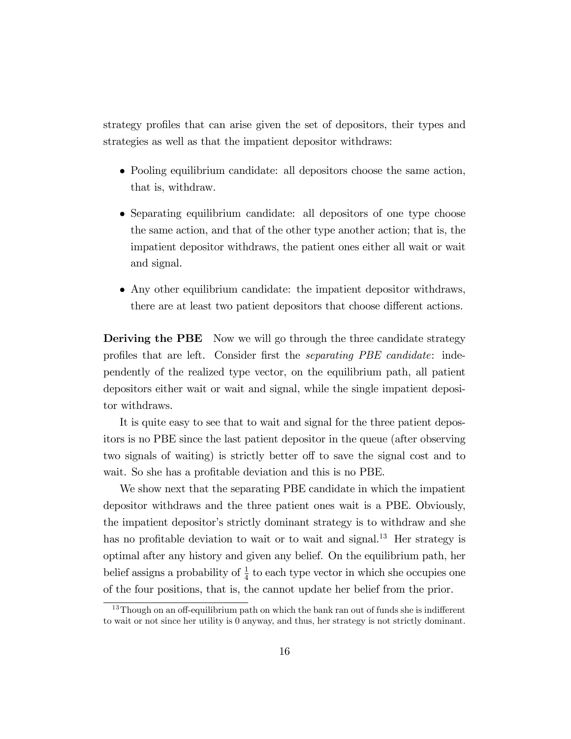strategy profiles that can arise given the set of depositors, their types and strategies as well as that the impatient depositor withdraws:

- Pooling equilibrium candidate: all depositors choose the same action, that is, withdraw.
- Separating equilibrium candidate: all depositors of one type choose the same action, and that of the other type another action; that is, the impatient depositor withdraws, the patient ones either all wait or wait and signal.
- Any other equilibrium candidate: the impatient depositor withdraws, there are at least two patient depositors that choose different actions.

**Deriving the PBE** Now we will go through the three candidate strategy profiles that are left. Consider first the *separating PBE candidate*: independently of the realized type vector, on the equilibrium path, all patient depositors either wait or wait and signal, while the single impatient depositor withdraws.

It is quite easy to see that to wait and signal for the three patient depositors is no PBE since the last patient depositor in the queue (after observing two signals of waiting) is strictly better off to save the signal cost and to wait. So she has a profitable deviation and this is no PBE.

We show next that the separating PBE candidate in which the impatient depositor withdraws and the three patient ones wait is a PBE. Obviously, the impatient depositor's strictly dominant strategy is to withdraw and she has no profitable deviation to wait or to wait and signal.[13] Her strategy is optimal after any history and given any belief. On the equilibrium path, her belief assigns a probability of $\frac{1}{4}$ to each type vector in which she occupies one of the four positions, that is, the cannot update her belief from the prior.

[13] Though on an off-equilibrium path on which the bank ran out of funds she is indifferent to wait or not since her utility is 0 anyway, and thus, her strategy is not strictly dominant.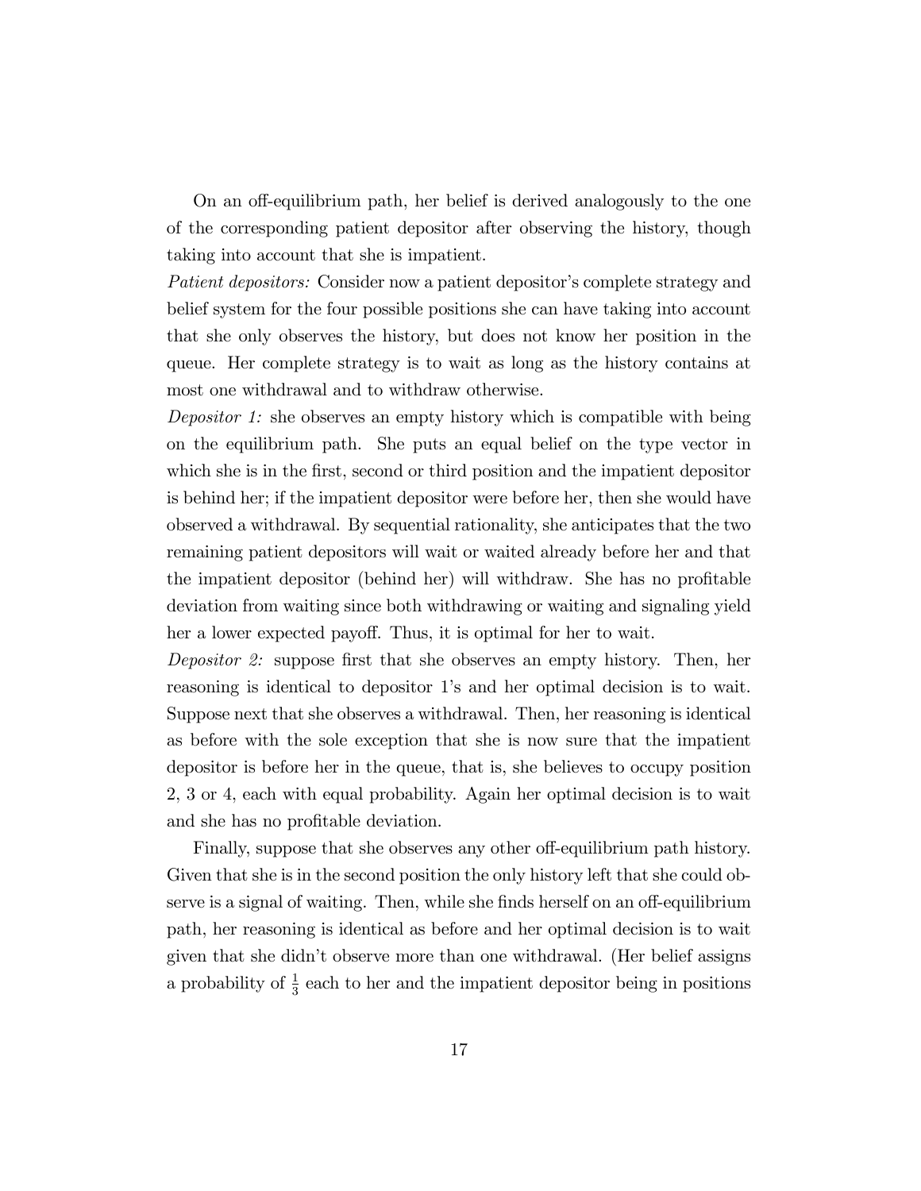On an off-equilibrium path, her belief is derived analogously to the one of the corresponding patient depositor after observing the history, though taking into account that she is impatient.

*Patient depositors:* Consider now a patient depositor's complete strategy and belief system for the four possible positions she can have taking into account that she only observes the history, but does not know her position in the queue. Her complete strategy is to wait as long as the history contains at most one withdrawal and to withdraw otherwise.

*Depositor 1:* she observes an empty history which is compatible with being on the equilibrium path. She puts an equal belief on the type vector in which she is in the first, second or third position and the impatient depositor is behind her; if the impatient depositor were before her, then she would have observed a withdrawal. By sequential rationality, she anticipates that the two remaining patient depositors will wait or waited already before her and that the impatient depositor (behind her) will withdraw. She has no profitable deviation from waiting since both withdrawing or waiting and signaling yield her a lower expected payoff. Thus, it is optimal for her to wait.

*Depositor 2:* suppose first that she observes an empty history. Then, her reasoning is identical to depositor 1's and her optimal decision is to wait. Suppose next that she observes a withdrawal. Then, her reasoning is identical as before with the sole exception that she is now sure that the impatient depositor is before her in the queue, that is, she believes to occupy position 2, 3 or 4, each with equal probability. Again her optimal decision is to wait and she has no profitable deviation.

Finally, suppose that she observes any other off-equilibrium path history. Given that she is in the second position the only history left that she could observe is a signal of waiting. Then, while she finds herself on an off-equilibrium path, her reasoning is identical as before and her optimal decision is to wait given that she didn't observe more than one withdrawal. (Her belief assigns a probability of $\frac{1}{3}$ each to her and the impatient depositor being in positions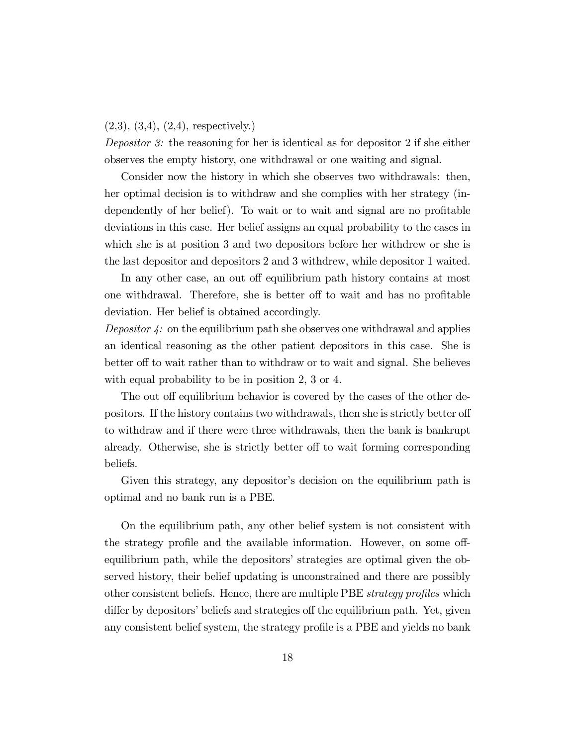(2,3), (3,4), (2,4), respectively.)

*Depositor 3:* the reasoning for her is identical as for depositor 2 if she either observes the empty history, one withdrawal or one waiting and signal.

Consider now the history in which she observes two withdrawals: then, her optimal decision is to withdraw and she complies with her strategy (independently of her belief). To wait or to wait and signal are no profitable deviations in this case. Her belief assigns an equal probability to the cases in which she is at position 3 and two depositors before her withdrew or she is the last depositor and depositors 2 and 3 withdrew, while depositor 1 waited.

In any other case, an out off equilibrium path history contains at most one withdrawal. Therefore, she is better off to wait and has no profitable deviation. Her belief is obtained accordingly.

*Depositor 4:* on the equilibrium path she observes one withdrawal and applies an identical reasoning as the other patient depositors in this case. She is better off to wait rather than to withdraw or to wait and signal. She believes with equal probability to be in position 2, 3 or 4.

The out off equilibrium behavior is covered by the cases of the other depositors. If the history contains two withdrawals, then she is strictly better off to withdraw and if there were three withdrawals, then the bank is bankrupt already. Otherwise, she is strictly better off to wait forming corresponding beliefs.

Given this strategy, any depositor's decision on the equilibrium path is optimal and no bank run is a PBE.

On the equilibrium path, any other belief system is not consistent with the strategy profile and the available information. However, on some off-equilibrium path, while the depositors' strategies are optimal given the observed history, their belief updating is unconstrained and there are possibly other consistent beliefs. Hence, there are multiple PBE *strategy profiles* which differ by depositors' beliefs and strategies off the equilibrium path. Yet, given any consistent belief system, the strategy profile is a PBE and yields no bank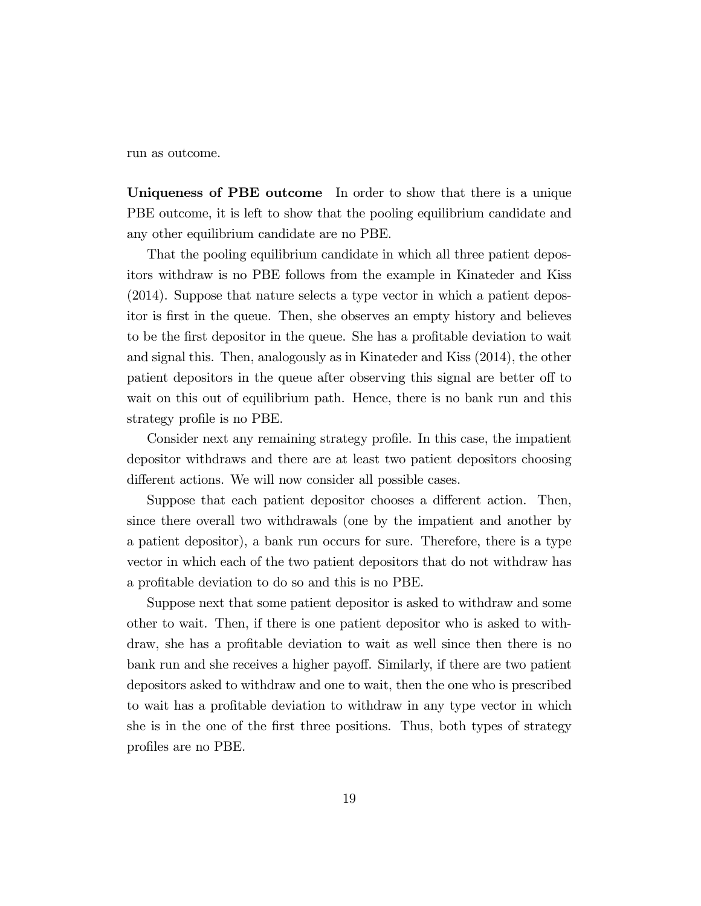run as outcome.

**Uniqueness of PBE outcome** In order to show that there is a unique PBE outcome, it is left to show that the pooling equilibrium candidate and any other equilibrium candidate are no PBE.

That the pooling equilibrium candidate in which all three patient depositors withdraw is no PBE follows from the example in Kinateder and Kiss (2014). Suppose that nature selects a type vector in which a patient depositor is first in the queue. Then, she observes an empty history and believes to be the first depositor in the queue. She has a profitable deviation to wait and signal this. Then, analogously as in Kinateder and Kiss (2014), the other patient depositors in the queue after observing this signal are better off to wait on this out of equilibrium path. Hence, there is no bank run and this strategy profile is no PBE.

Consider next any remaining strategy profile. In this case, the impatient depositor withdraws and there are at least two patient depositors choosing different actions. We will now consider all possible cases.

Suppose that each patient depositor chooses a different action. Then, since there overall two withdrawals (one by the impatient and another by a patient depositor), a bank run occurs for sure. Therefore, there is a type vector in which each of the two patient depositors that do not withdraw has a profitable deviation to do so and this is no PBE.

Suppose next that some patient depositor is asked to withdraw and some other to wait. Then, if there is one patient depositor who is asked to withdraw, she has a profitable deviation to wait as well since then there is no bank run and she receives a higher payoff. Similarly, if there are two patient depositors asked to withdraw and one to wait, then the one who is prescribed to wait has a profitable deviation to withdraw in any type vector in which she is in the one of the first three positions. Thus, both types of strategy profiles are no PBE.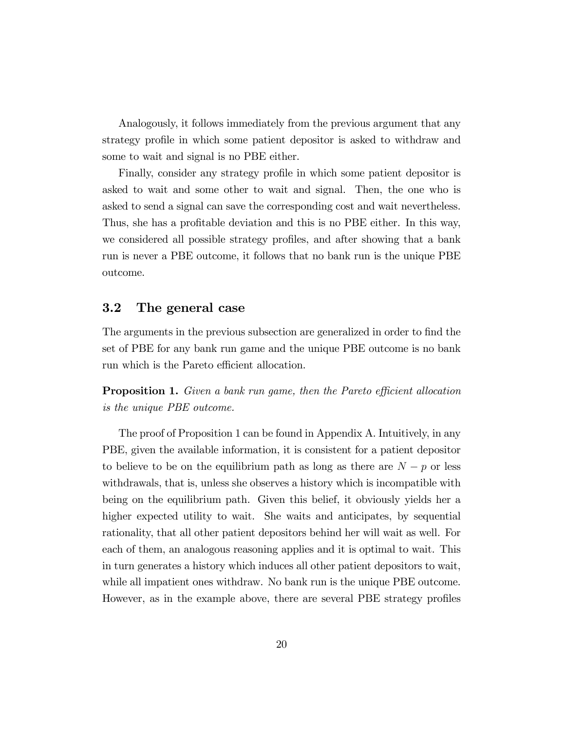Analogously, it follows immediately from the previous argument that any strategy profile in which some patient depositor is asked to withdraw and some to wait and signal is no PBE either.

Finally, consider any strategy profile in which some patient depositor is asked to wait and some other to wait and signal. Then, the one who is asked to send a signal can save the corresponding cost and wait nevertheless. Thus, she has a profitable deviation and this is no PBE either. In this way, we considered all possible strategy profiles, and after showing that a bank run is never a PBE outcome, it follows that no bank run is the unique PBE outcome.

## 3.2 The general case

The arguments in the previous subsection are generalized in order to find the set of PBE for any bank run game and the unique PBE outcome is no bank run which is the Pareto efficient allocation.

**Proposition 1.** *Given a bank run game, then the Pareto efficient allocation is the unique PBE outcome.*

The proof of Proposition 1 can be found in Appendix A. Intuitively, in any PBE, given the available information, it is consistent for a patient depositor to believe to be on the equilibrium path as long as there are $N - p$ or less withdrawals, that is, unless she observes a history which is incompatible with being on the equilibrium path. Given this belief, it obviously yields her a higher expected utility to wait. She waits and anticipates, by sequential rationality, that all other patient depositors behind her will wait as well. For each of them, an analogous reasoning applies and it is optimal to wait. This in turn generates a history which induces all other patient depositors to wait, while all impatient ones withdraw. No bank run is the unique PBE outcome. However, as in the example above, there are several PBE strategy profiles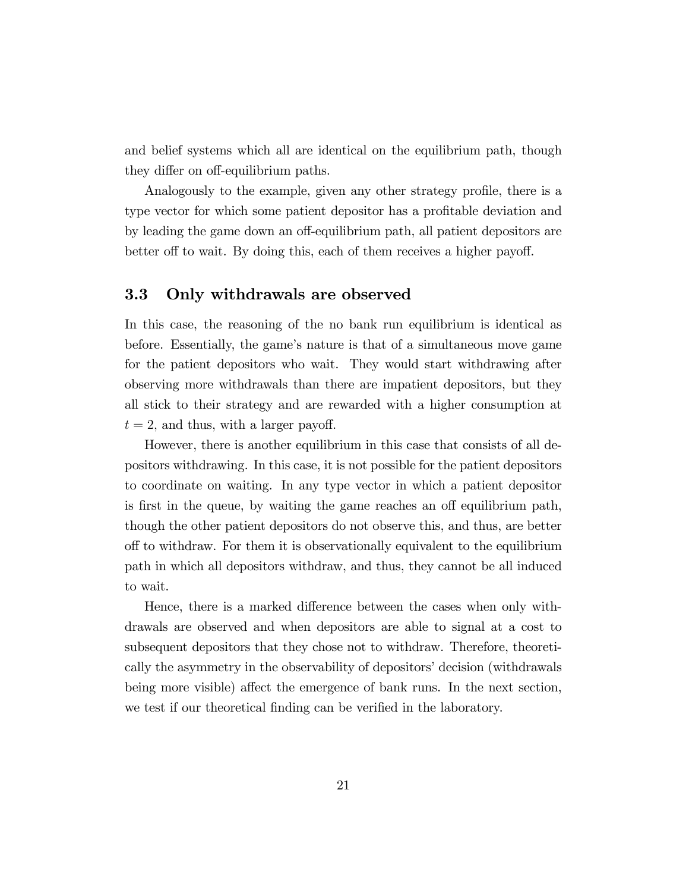and belief systems which all are identical on the equilibrium path, though they differ on off-equilibrium paths.

Analogously to the example, given any other strategy profile, there is a type vector for which some patient depositor has a profitable deviation and by leading the game down an off-equilibrium path, all patient depositors are better off to wait. By doing this, each of them receives a higher payoff.

### 3.3 Only withdrawals are observed

In this case, the reasoning of the no bank run equilibrium is identical as before. Essentially, the game's nature is that of a simultaneous move game for the patient depositors who wait. They would start withdrawing after observing more withdrawals than there are impatient depositors, but they all stick to their strategy and are rewarded with a higher consumption at $t = 2$, and thus, with a larger payoff.

However, there is another equilibrium in this case that consists of all depositors withdrawing. In this case, it is not possible for the patient depositors to coordinate on waiting. In any type vector in which a patient depositor is first in the queue, by waiting the game reaches an off equilibrium path, though the other patient depositors do not observe this, and thus, are better off to withdraw. For them it is observationally equivalent to the equilibrium path in which all depositors withdraw, and thus, they cannot be all induced to wait.

Hence, there is a marked difference between the cases when only withdrawals are observed and when depositors are able to signal at a cost to subsequent depositors that they chose not to withdraw. Therefore, theoretically the asymmetry in the observability of depositors' decision (withdrawals being more visible) affect the emergence of bank runs. In the next section, we test if our theoretical finding can be verified in the laboratory.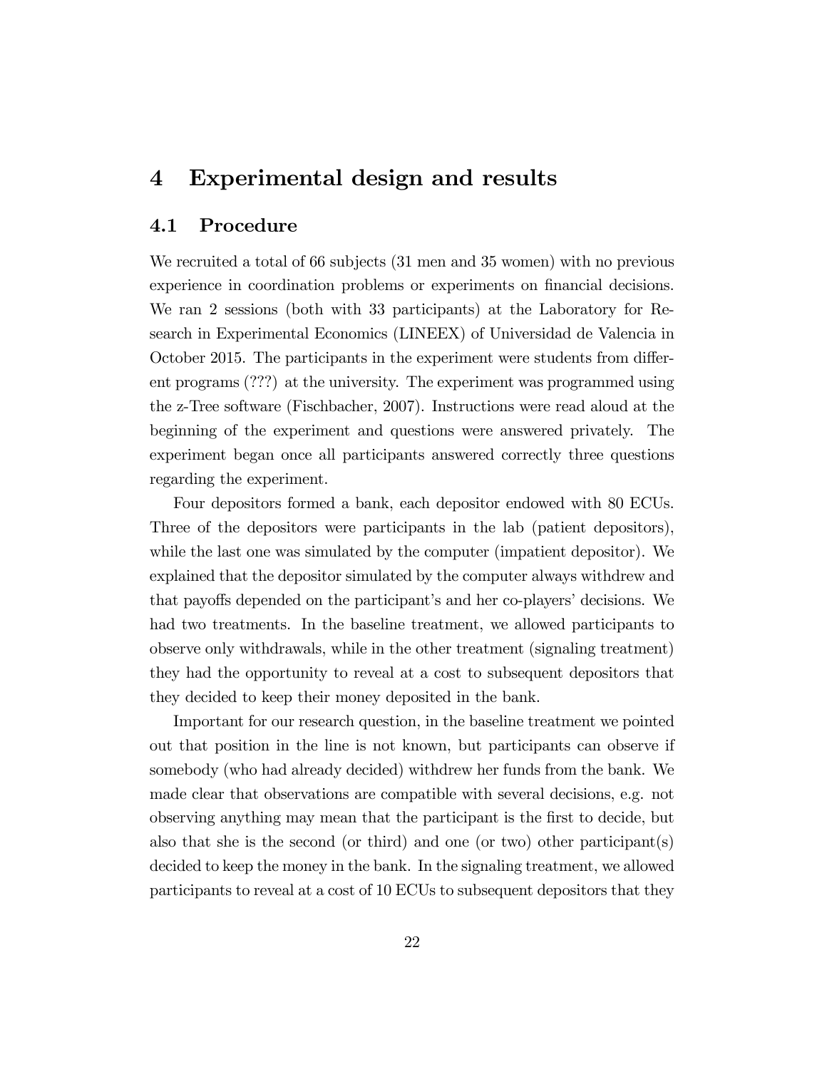# 4 Experimental design and results

## 4.1 Procedure

We recruited a total of 66 subjects (31 men and 35 women) with no previous experience in coordination problems or experiments on financial decisions. We ran 2 sessions (both with 33 participants) at the Laboratory for Research in Experimental Economics (LINEEX) of Universidad de Valencia in October 2015. The participants in the experiment were students from different programs (???) at the university. The experiment was programmed using the z-Tree software (Fischbacher, 2007). Instructions were read aloud at the beginning of the experiment and questions were answered privately. The experiment began once all participants answered correctly three questions regarding the experiment.

Four depositors formed a bank, each depositor endowed with 80 ECUs. Three of the depositors were participants in the lab (patient depositors), while the last one was simulated by the computer (impatient depositor). We explained that the depositor simulated by the computer always withdrew and that payoffs depended on the participant's and her co-players' decisions. We had two treatments. In the baseline treatment, we allowed participants to observe only withdrawals, while in the other treatment (signaling treatment) they had the opportunity to reveal at a cost to subsequent depositors that they decided to keep their money deposited in the bank.

Important for our research question, in the baseline treatment we pointed out that position in the line is not known, but participants can observe if somebody (who had already decided) withdrew her funds from the bank. We made clear that observations are compatible with several decisions, e.g. not observing anything may mean that the participant is the first to decide, but also that she is the second (or third) and one (or two) other participant(s) decided to keep the money in the bank. In the signaling treatment, we allowed participants to reveal at a cost of 10 ECUs to subsequent depositors that they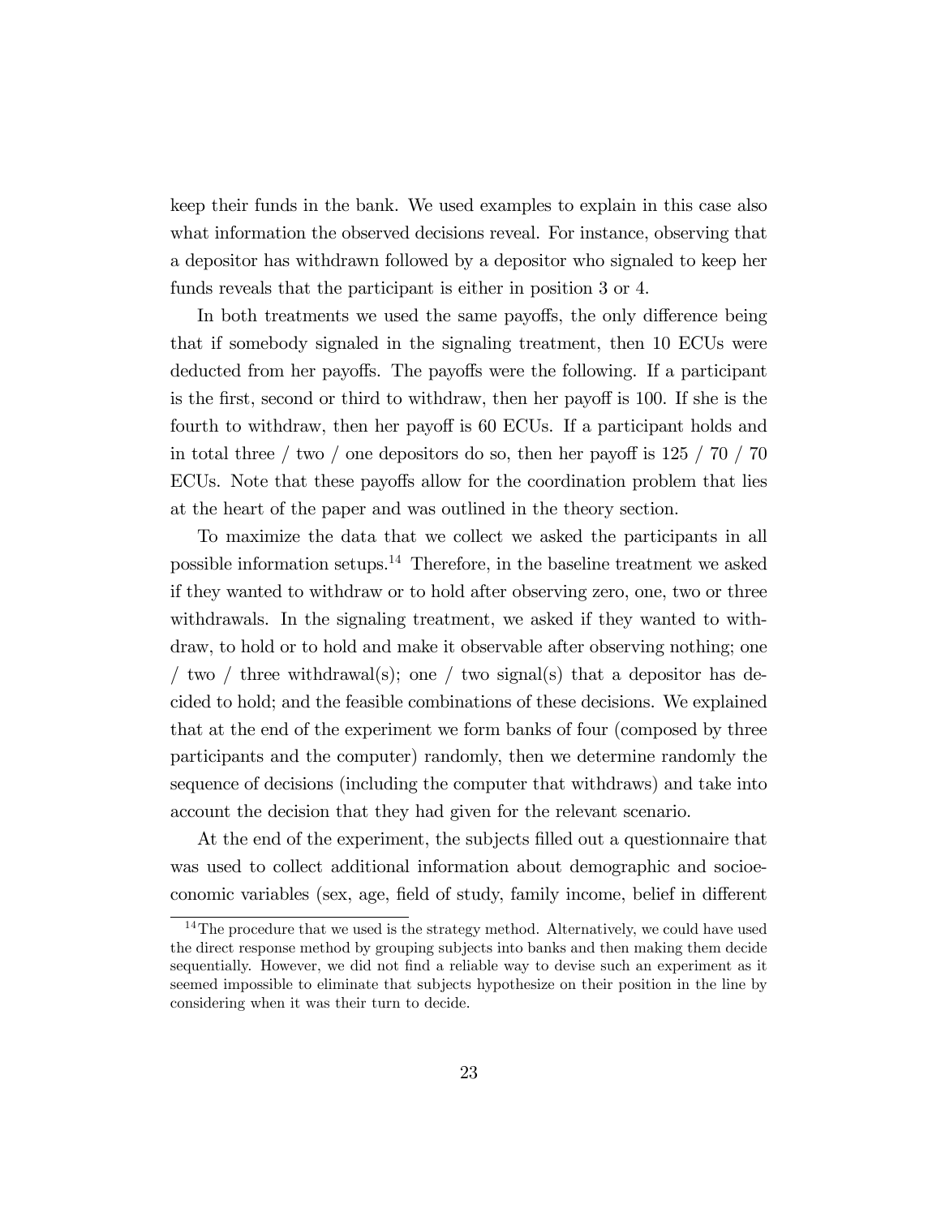keep their funds in the bank. We used examples to explain in this case also what information the observed decisions reveal. For instance, observing that a depositor has withdrawn followed by a depositor who signaled to keep her funds reveals that the participant is either in position 3 or 4.

In both treatments we used the same payoffs, the only difference being that if somebody signaled in the signaling treatment, then 10 ECUs were deducted from her payoffs. The payoffs were the following. If a participant is the first, second or third to withdraw, then her payoff is 100. If she is the fourth to withdraw, then her payoff is 60 ECUs. If a participant holds and in total three / two / one depositors do so, then her payoff is 125 / 70 / 70 ECUs. Note that these payoffs allow for the coordination problem that lies at the heart of the paper and was outlined in the theory section.

To maximize the data that we collect we asked the participants in all possible information setups.[14] Therefore, in the baseline treatment we asked if they wanted to withdraw or to hold after observing zero, one, two or three withdrawals. In the signaling treatment, we asked if they wanted to withdraw, to hold or to hold and make it observable after observing nothing; one / two / three withdrawal(s); one / two signal(s) that a depositor has decided to hold; and the feasible combinations of these decisions. We explained that at the end of the experiment we form banks of four (composed by three participants and the computer) randomly, then we determine randomly the sequence of decisions (including the computer that withdraws) and take into account the decision that they had given for the relevant scenario.

At the end of the experiment, the subjects filled out a questionnaire that was used to collect additional information about demographic and socioeconomic variables (sex, age, field of study, family income, belief in different

[14] The procedure that we used is the strategy method. Alternatively, we could have used the direct response method by grouping subjects into banks and then making them decide sequentially. However, we did not find a reliable way to devise such an experiment as it seemed impossible to eliminate that subjects hypothesize on their position in the line by considering when it was their turn to decide.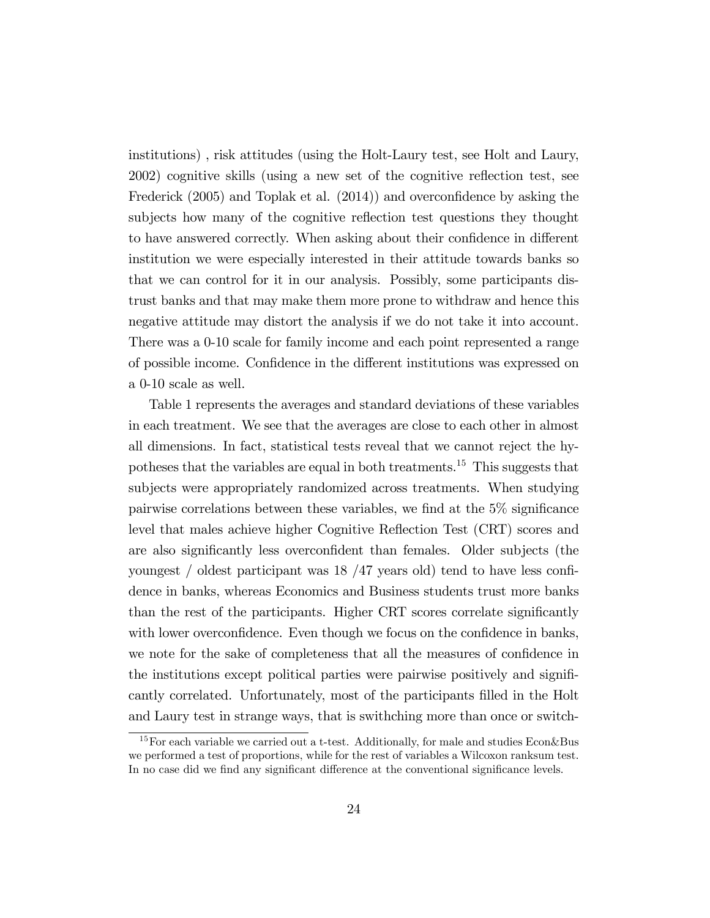institutions) , risk attitudes (using the Holt-Laury test, see Holt and Laury, 2002) cognitive skills (using a new set of the cognitive reflection test, see Frederick (2005) and Toplak et al. (2014)) and overconfidence by asking the subjects how many of the cognitive reflection test questions they thought to have answered correctly. When asking about their confidence in different institution we were especially interested in their attitude towards banks so that we can control for it in our analysis. Possibly, some participants distrust banks and that may make them more prone to withdraw and hence this negative attitude may distort the analysis if we do not take it into account. There was a 0-10 scale for family income and each point represented a range of possible income. Confidence in the different institutions was expressed on a 0-10 scale as well.

Table 1 represents the averages and standard deviations of these variables in each treatment. We see that the averages are close to each other in almost all dimensions. In fact, statistical tests reveal that we cannot reject the hypotheses that the variables are equal in both treatments.[15] This suggests that subjects were appropriately randomized across treatments. When studying pairwise correlations between these variables, we find at the 5% significance level that males achieve higher Cognitive Reflection Test (CRT) scores and are also significantly less overconfident than females. Older subjects (the youngest / oldest participant was 18 /47 years old) tend to have less confidence in banks, whereas Economics and Business students trust more banks than the rest of the participants. Higher CRT scores correlate significantly with lower overconfidence. Even though we focus on the confidence in banks, we note for the sake of completeness that all the measures of confidence in the institutions except political parties were pairwise positively and significantly correlated. Unfortunately, most of the participants filled in the Holt and Laury test in strange ways, that is swithching more than once or switch-

[15] For each variable we carried out a t-test. Additionally, for male and studies Econ&Bus we performed a test of proportions, while for the rest of variables a Wilcoxon ranksum test. In no case did we find any significant difference at the conventional significance levels.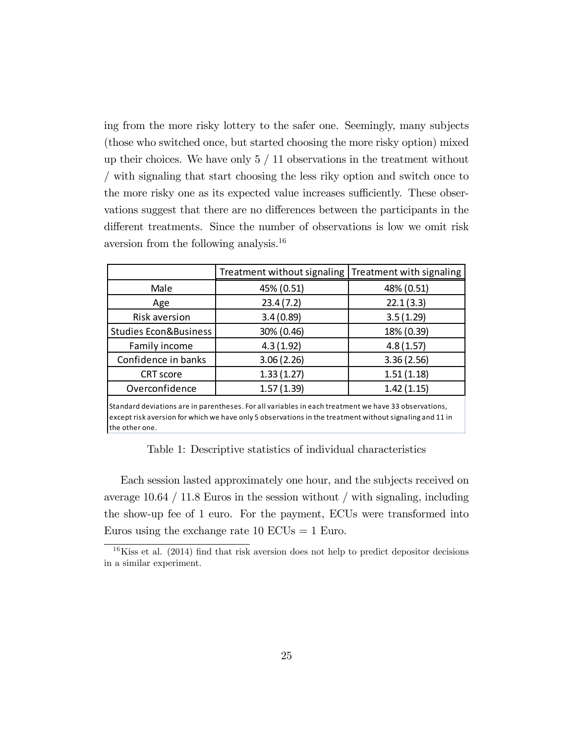ing from the more risky lottery to the safer one. Seemingly, many subjects (those who switched once, but started choosing the more risky option) mixed up their choices. We have only 5 / 11 observations in the treatment without / with signaling that start choosing the less riky option and switch once to the more risky one as its expected value increases sufficiently. These observations suggest that there are no differences between the participants in the different treatments. Since the number of observations is low we omit risk aversion from the following analysis.[16]

| | Treatment without signaling | Treatment with signaling |
|---|---|---|
| Male | 45% (0.51) | 48% (0.51) |
| Age | 23.4 (7.2) | 22.1 (3.3) |
| Risk aversion | 3.4 (0.89) | 3.5 (1.29) |
| Studies Econ&Business | 30% (0.46) | 18% (0.39) |
| Family income | 4.3 (1.92) | 4.8 (1.57) |
| Confidence in banks | 3.06 (2.26) | 3.36 (2.56) |
| CRT score | 1.33 (1.27) | 1.51 (1.18) |
| Overconfidence | 1.57 (1.39) | 1.42 (1.15) |

Standard deviations are in parentheses. For all variables in each treatment we have 33 observations, except risk aversion for which we have only 5 observations in the treatment without signaling and 11 in the other one.

Table 1: Descriptive statistics of individual characteristics

Each session lasted approximately one hour, and the subjects received on average 10.64 / 11.8 Euros in the session without / with signaling, including the show-up fee of 1 euro. For the payment, ECUs were transformed into Euros using the exchange rate 10 ECUs = 1 Euro.

[16] Kiss et al. (2014) find that risk aversion does not help to predict depositor decisions in a similar experiment.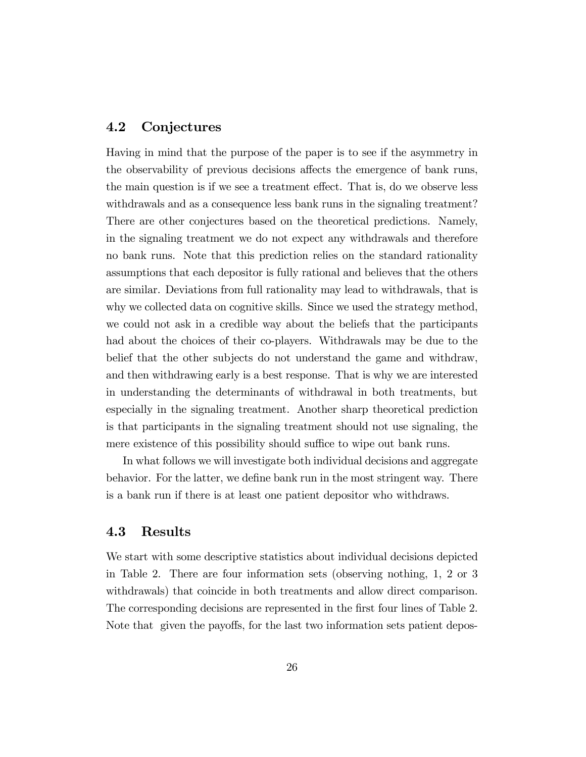## 4.2 Conjectures

Having in mind that the purpose of the paper is to see if the asymmetry in the observability of previous decisions affects the emergence of bank runs, the main question is if we see a treatment effect. That is, do we observe less withdrawals and as a consequence less bank runs in the signaling treatment? There are other conjectures based on the theoretical predictions. Namely, in the signaling treatment we do not expect any withdrawals and therefore no bank runs. Note that this prediction relies on the standard rationality assumptions that each depositor is fully rational and believes that the others are similar. Deviations from full rationality may lead to withdrawals, that is why we collected data on cognitive skills. Since we used the strategy method, we could not ask in a credible way about the beliefs that the participants had about the choices of their co-players. Withdrawals may be due to the belief that the other subjects do not understand the game and withdraw, and then withdrawing early is a best response. That is why we are interested in understanding the determinants of withdrawal in both treatments, but especially in the signaling treatment. Another sharp theoretical prediction is that participants in the signaling treatment should not use signaling, the mere existence of this possibility should suffice to wipe out bank runs.

In what follows we will investigate both individual decisions and aggregate behavior. For the latter, we define bank run in the most stringent way. There is a bank run if there is at least one patient depositor who withdraws.

## 4.3 Results

We start with some descriptive statistics about individual decisions depicted in Table 2. There are four information sets (observing nothing, 1, 2 or 3 withdrawals) that coincide in both treatments and allow direct comparison. The corresponding decisions are represented in the first four lines of Table 2. Note that given the payoffs, for the last two information sets patient depos-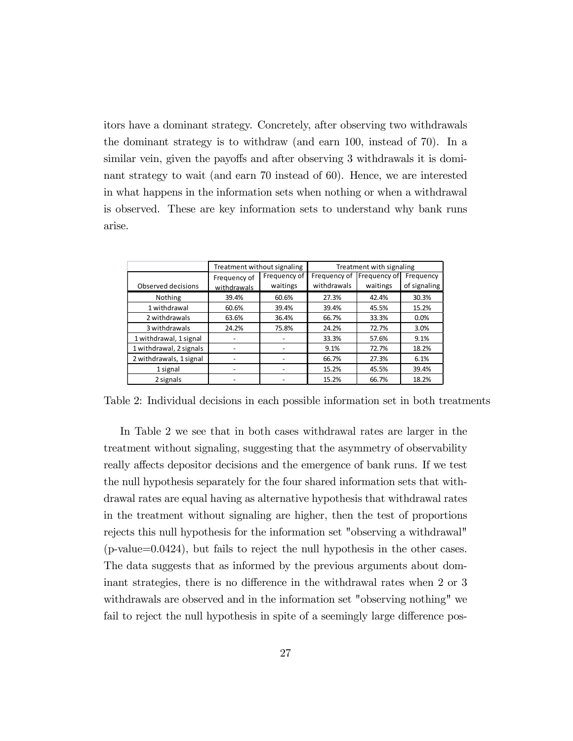itors have a dominant strategy. Concretely, after observing two withdrawals the dominant strategy is to withdraw (and earn 100, instead of 70). In a similar vein, given the payoffs and after observing 3 withdrawals it is dominant strategy to wait (and earn 70 instead of 60). Hence, we are interested in what happens in the information sets when nothing or when a withdrawal is observed. These are key information sets to understand why bank runs arise.

| | Treatment without signaling | | Treatment with signaling | | |
|---|---|---|---|---|---|
| Observed decisions | Frequency of withdrawals | Frequency of waitings | Frequency of withdrawals | Frequency of waitings | Frequency of signaling |
| Nothing | 39.4% | 60.6% | 27.3% | 42.4% | 30.3% |
| 1 withdrawal | 60.6% | 39.4% | 39.4% | 45.5% | 15.2% |
| 2 withdrawals | 63.6% | 36.4% | 66.7% | 33.3% | 0.0% |
| 3 withdrawals | 24.2% | 75.8% | 24.2% | 72.7% | 3.0% |
| 1 withdrawal, 1 signal | - | - | 33.3% | 57.6% | 9.1% |
| 1 withdrawal, 2 signals | - | - | 9.1% | 72.7% | 18.2% |
| 2 withdrawals, 1 signal | - | - | 66.7% | 27.3% | 6.1% |
| 1 signal | - | - | 15.2% | 45.5% | 39.4% |
| 2 signals | - | - | 15.2% | 66.7% | 18.2% |

Table 2: Individual decisions in each possible information set in both treatments

In Table 2 we see that in both cases withdrawal rates are larger in the treatment without signaling, suggesting that the asymmetry of observability really affects depositor decisions and the emergence of bank runs. If we test the null hypothesis separately for the four shared information sets that withdrawal rates are equal having as alternative hypothesis that withdrawal rates in the treatment without signaling are higher, then the test of proportions rejects this null hypothesis for the information set "observing a withdrawal" (p-value=0.0424), but fails to reject the null hypothesis in the other cases. The data suggests that as informed by the previous arguments about dominant strategies, there is no difference in the withdrawal rates when 2 or 3 withdrawals are observed and in the information set "observing nothing" we fail to reject the null hypothesis in spite of a seemingly large difference pos-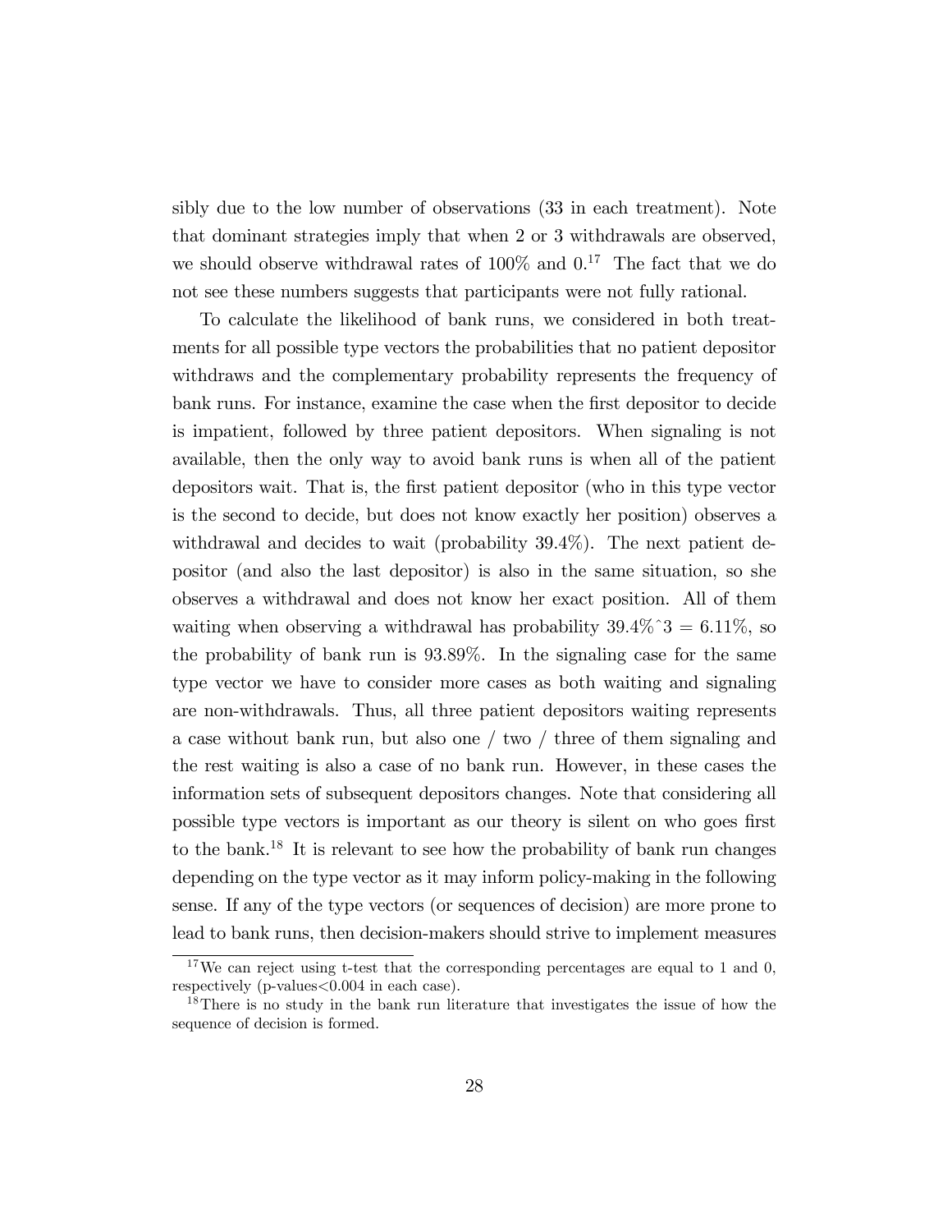sibly due to the low number of observations (33 in each treatment). Note that dominant strategies imply that when 2 or 3 withdrawals are observed, we should observe withdrawal rates of 100% and 0.[17] The fact that we do not see these numbers suggests that participants were not fully rational.

To calculate the likelihood of bank runs, we considered in both treatments for all possible type vectors the probabilities that no patient depositor withdraws and the complementary probability represents the frequency of bank runs. For instance, examine the case when the first depositor to decide is impatient, followed by three patient depositors. When signaling is not available, then the only way to avoid bank runs is when all of the patient depositors wait. That is, the first patient depositor (who in this type vector is the second to decide, but does not know exactly her position) observes a withdrawal and decides to wait (probability 39.4%). The next patient depositor (and also the last depositor) is also in the same situation, so she observes a withdrawal and does not know her exact position. All of them waiting when observing a withdrawal has probability 39.4%ˆ3 = 6.11%, so the probability of bank run is 93.89%. In the signaling case for the same type vector we have to consider more cases as both waiting and signaling are non-withdrawals. Thus, all three patient depositors waiting represents a case without bank run, but also one / two / three of them signaling and the rest waiting is also a case of no bank run. However, in these cases the information sets of subsequent depositors changes. Note that considering all possible type vectors is important as our theory is silent on who goes first to the bank.[18] It is relevant to see how the probability of bank run changes depending on the type vector as it may inform policy-making in the following sense. If any of the type vectors (or sequences of decision) are more prone to lead to bank runs, then decision-makers should strive to implement measures

[17] We can reject using t-test that the corresponding percentages are equal to 1 and 0, respectively (p-values<0.004 in each case).

[18] There is no study in the bank run literature that investigates the issue of how the sequence of decision is formed.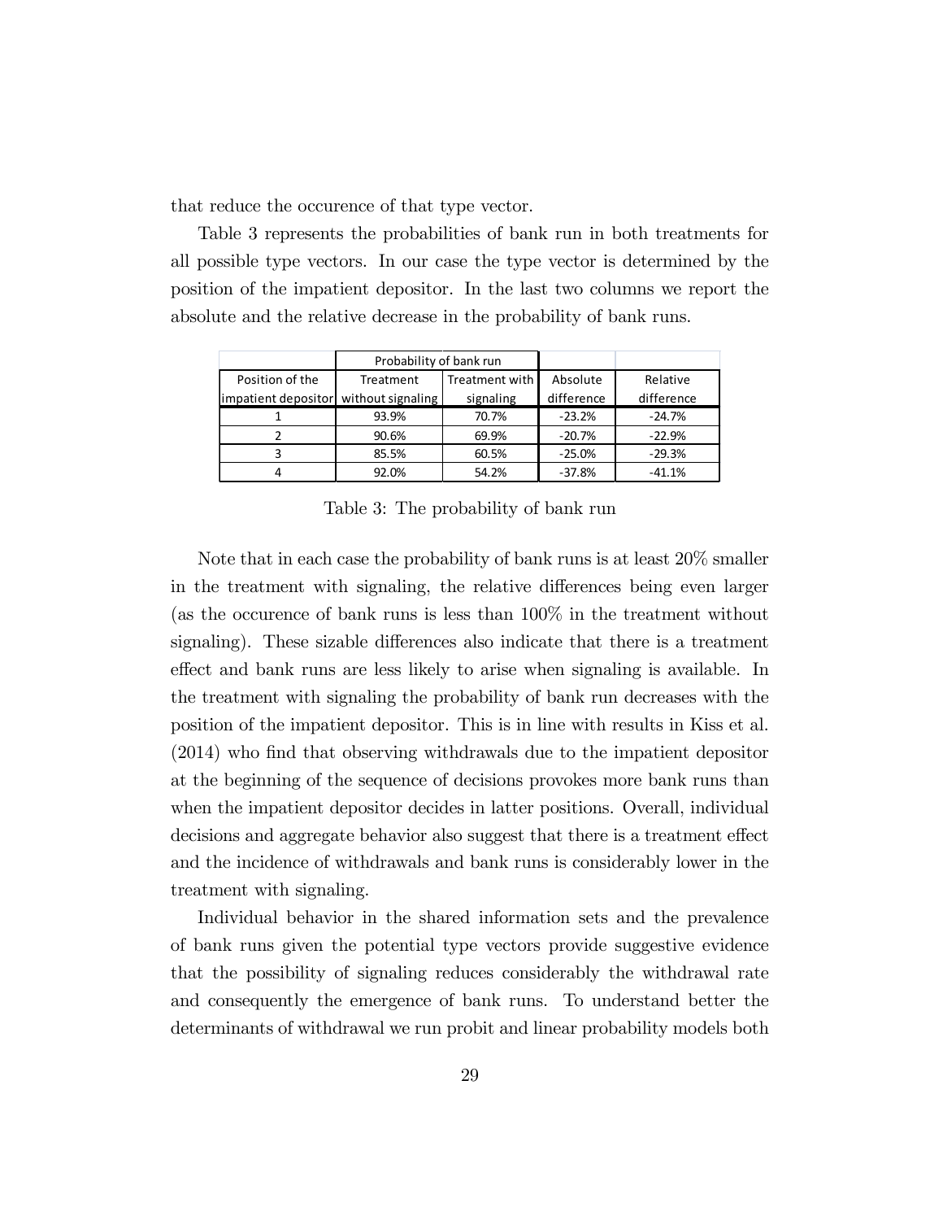that reduce the occurence of that type vector.

Table 3 represents the probabilities of bank run in both treatments for all possible type vectors. In our case the type vector is determined by the position of the impatient depositor. In the last two columns we report the absolute and the relative decrease in the probability of bank runs.

| | Probability of bank run | | | |
|---|---|---|---|---|
| Position of the impatient depositor | Treatment without signaling | Treatment with signaling | Absolute difference | Relative difference |
| 1 | 93.9% | 70.7% | -23.2% | -24.7% |
| 2 | 90.6% | 69.9% | -20.7% | -22.9% |
| 3 | 85.5% | 60.5% | -25.0% | -29.3% |
| 4 | 92.0% | 54.2% | -37.8% | -41.1% |

Table 3: The probability of bank run

Note that in each case the probability of bank runs is at least 20% smaller in the treatment with signaling, the relative differences being even larger (as the occurence of bank runs is less than 100% in the treatment without signaling). These sizable differences also indicate that there is a treatment effect and bank runs are less likely to arise when signaling is available. In the treatment with signaling the probability of bank run decreases with the position of the impatient depositor. This is in line with results in Kiss et al. (2014) who find that observing withdrawals due to the impatient depositor at the beginning of the sequence of decisions provokes more bank runs than when the impatient depositor decides in latter positions. Overall, individual decisions and aggregate behavior also suggest that there is a treatment effect and the incidence of withdrawals and bank runs is considerably lower in the treatment with signaling.

Individual behavior in the shared information sets and the prevalence of bank runs given the potential type vectors provide suggestive evidence that the possibility of signaling reduces considerably the withdrawal rate and consequently the emergence of bank runs. To understand better the determinants of withdrawal we run probit and linear probability models both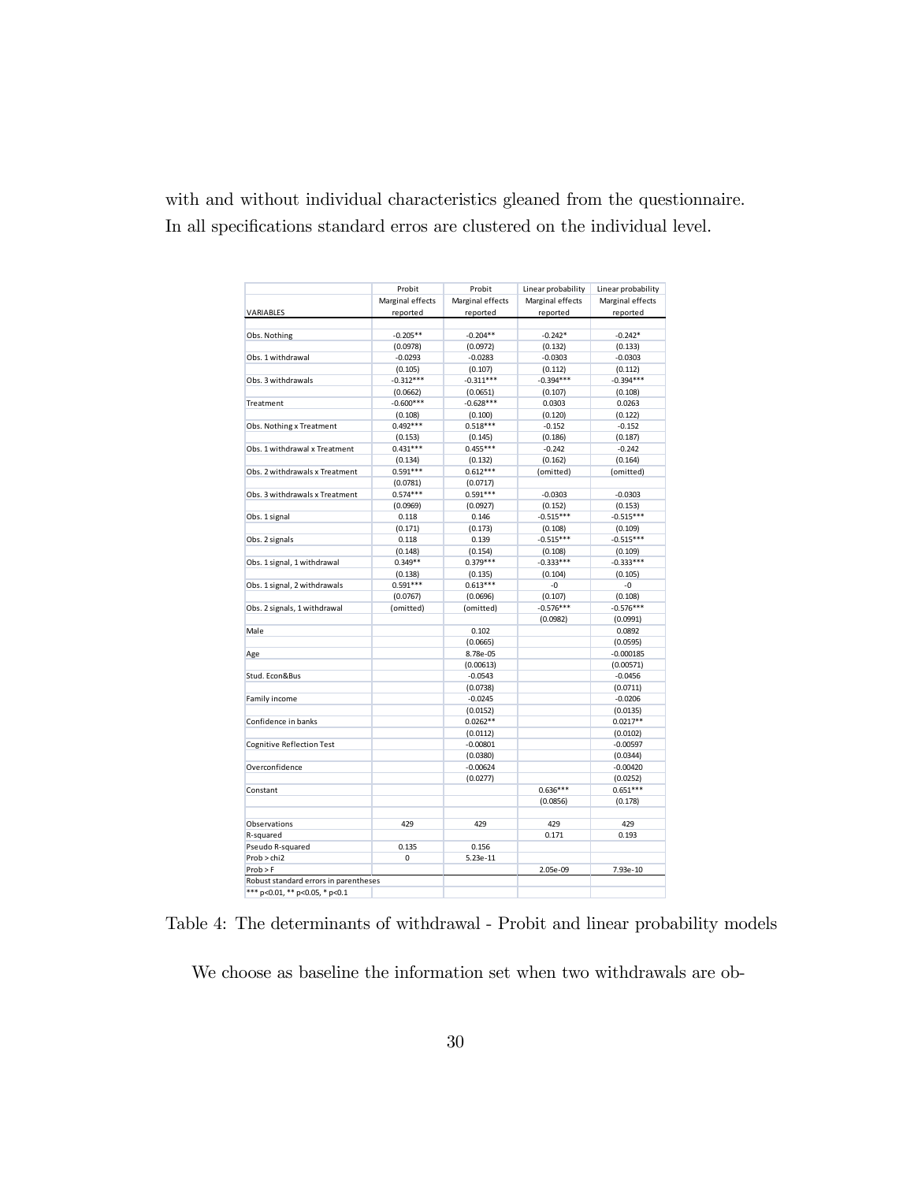with and without individual characteristics gleaned from the questionnaire. In all specifications standard erros are clustered on the individual level.

| | Probit | Probit | Linear probability | Linear probability |
|---|---|---|---|---|
| | Marginal effects | Marginal effects | Marginal effects | Marginal effects |
| VARIABLES | reported | reported | reported | reported |
| | | | | |
| Obs. Nothing | -0.205** | -0.204** | -0.242* | -0.242* |
| | (0.0978) | (0.0972) | (0.132) | (0.133) |
| Obs. 1 withdrawal | -0.0293 | -0.0283 | -0.0303 | -0.0303 |
| | (0.105) | (0.107) | (0.112) | (0.112) |
| Obs. 3 withdrawals | -0.312*** | -0.311*** | -0.394*** | -0.394*** |
| | (0.0662) | (0.0651) | (0.107) | (0.108) |
| Treatment | -0.600*** | -0.628*** | 0.0303 | 0.0263 |
| | (0.108) | (0.100) | (0.120) | (0.122) |
| Obs. Nothing x Treatment | 0.492*** | 0.518*** | -0.152 | -0.152 |
| | (0.153) | (0.145) | (0.186) | (0.187) |
| Obs. 1 withdrawal x Treatment | 0.431*** | 0.455*** | -0.242 | -0.242 |
| | (0.134) | (0.132) | (0.162) | (0.164) |
| Obs. 2 withdrawals x Treatment | 0.591*** | 0.612*** | (omitted) | (omitted) |
| | (0.0781) | (0.0717) | | |
| Obs. 3 withdrawals x Treatment | 0.574*** | 0.591*** | -0.0303 | -0.0303 |
| | (0.0969) | (0.0927) | (0.152) | (0.153) |
| Obs. 1 signal | 0.118 | 0.146 | -0.515*** | -0.515*** |
| | (0.171) | (0.173) | (0.108) | (0.109) |
| Obs. 2 signals | 0.118 | 0.139 | -0.515*** | -0.515*** |
| | (0.148) | (0.154) | (0.108) | (0.109) |
| Obs. 1 signal, 1 withdrawal | 0.349** | 0.379*** | -0.333*** | -0.333*** |
| | (0.138) | (0.135) | (0.104) | (0.105) |
| Obs. 1 signal, 2 withdrawals | 0.591*** | 0.613*** | -0 | -0 |
| | (0.0767) | (0.0696) | (0.107) | (0.108) |
| Obs. 2 signals, 1 withdrawal | (omitted) | (omitted) | -0.576*** | -0.576*** |
| | | | (0.0982) | (0.0991) |
| Male | | 0.102 | | 0.0892 |
| | | (0.0665) | | (0.0595) |
| Age | | 8.78e-05 | | -0.000185 |
| | | (0.00613) | | (0.00571) |
| Stud. Econ&Bus | | -0.0543 | | -0.0456 |
| | | (0.0738) | | (0.0711) |
| Family income | | -0.0245 | | -0.0206 |
| | | (0.0152) | | (0.0135) |
| Confidence in banks | | 0.0262** | | 0.0217** |
| | | (0.0112) | | (0.0102) |
| Cognitive Reflection Test | | -0.00801 | | -0.00597 |
| | | (0.0380) | | (0.0344) |
| Overconfidence | | -0.00624 | | -0.00420 |
| | | (0.0277) | | (0.0252) |
| Constant | | | 0.636*** | 0.651*** |
| | | | (0.0856) | (0.178) |
| | | | | |
| Observations | 429 | 429 | 429 | 429 |
| R-squared | | | 0.171 | 0.193 |
| Pseudo R-squared | 0.135 | 0.156 | | |
| Prob > chi2 | 0 | 5.23e-11 | | |
| Prob > F | | | 2.05e-09 | 7.93e-10 |
| Robust standard errors in parentheses | | | | |
| *** p<0.01, ** p<0.05, * p<0.1 | | | | |

Table 4: The determinants of withdrawal - Probit and linear probability models

We choose as baseline the information set when two withdrawals are ob-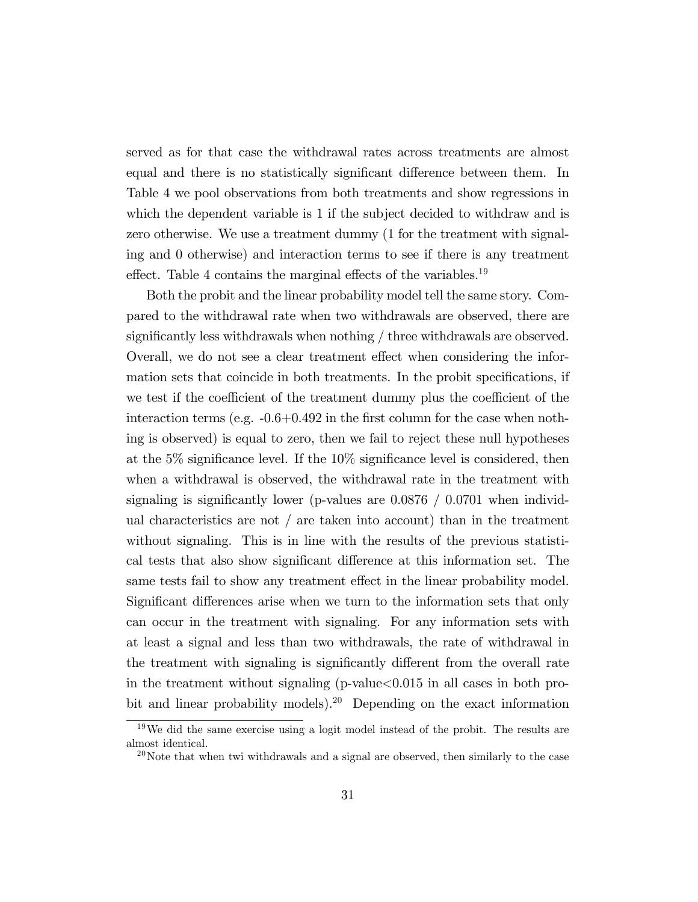served as for that case the withdrawal rates across treatments are almost equal and there is no statistically significant difference between them. In Table 4 we pool observations from both treatments and show regressions in which the dependent variable is 1 if the subject decided to withdraw and is zero otherwise. We use a treatment dummy (1 for the treatment with signaling and 0 otherwise) and interaction terms to see if there is any treatment effect. Table 4 contains the marginal effects of the variables.[19]

Both the probit and the linear probability model tell the same story. Compared to the withdrawal rate when two withdrawals are observed, there are significantly less withdrawals when nothing / three withdrawals are observed. Overall, we do not see a clear treatment effect when considering the information sets that coincide in both treatments. In the probit specifications, if we test if the coefficient of the treatment dummy plus the coefficient of the interaction terms (e.g. -0.6+0.492 in the first column for the case when nothing is observed) is equal to zero, then we fail to reject these null hypotheses at the 5% significance level. If the 10% significance level is considered, then when a withdrawal is observed, the withdrawal rate in the treatment with signaling is significantly lower (p-values are 0.0876 / 0.0701 when individual characteristics are not / are taken into account) than in the treatment without signaling. This is in line with the results of the previous statistical tests that also show significant difference at this information set. The same tests fail to show any treatment effect in the linear probability model. Significant differences arise when we turn to the information sets that only can occur in the treatment with signaling. For any information sets with at least a signal and less than two withdrawals, the rate of withdrawal in the treatment with signaling is significantly different from the overall rate in the treatment without signaling (p-value<0.015 in all cases in both probit and linear probability models).[20] Depending on the exact information

[19] We did the same exercise using a logit model instead of the probit. The results are almost identical.

[20] Note that when twi withdrawals and a signal are observed, then similarly to the case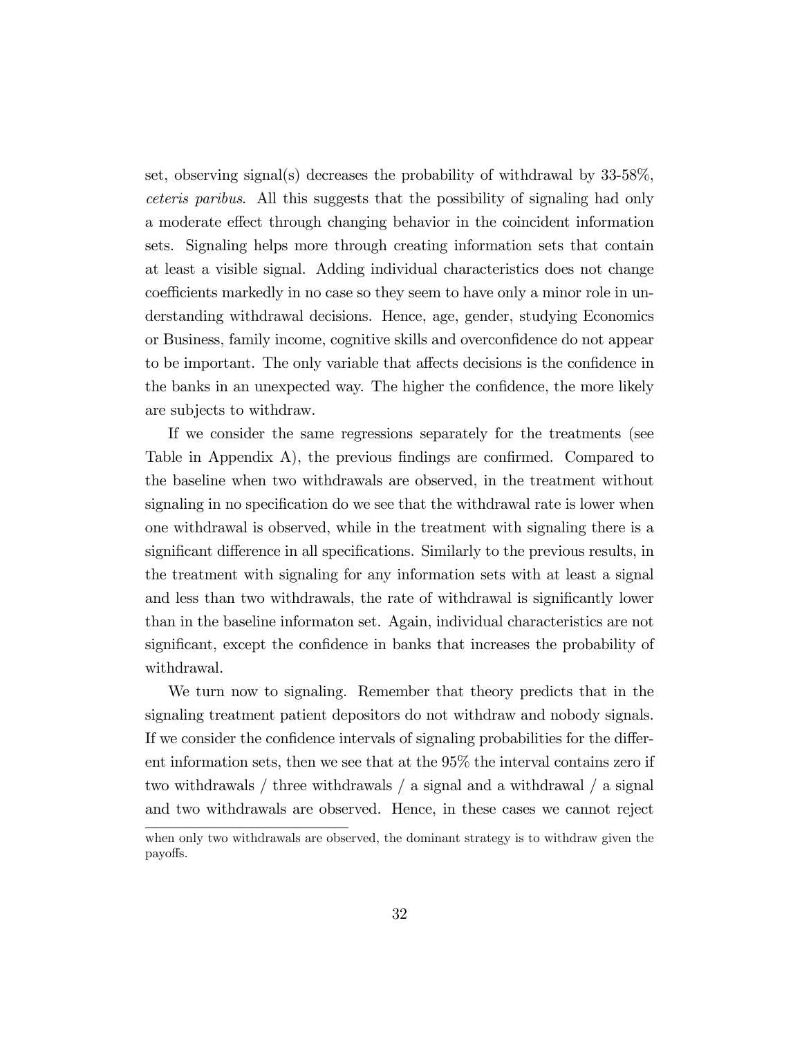set, observing signal(s) decreases the probability of withdrawal by 33-58%, *ceteris paribus*. All this suggests that the possibility of signaling had only a moderate effect through changing behavior in the coincident information sets. Signaling helps more through creating information sets that contain at least a visible signal. Adding individual characteristics does not change coefficients markedly in no case so they seem to have only a minor role in understanding withdrawal decisions. Hence, age, gender, studying Economics or Business, family income, cognitive skills and overconfidence do not appear to be important. The only variable that affects decisions is the confidence in the banks in an unexpected way. The higher the confidence, the more likely are subjects to withdraw.

If we consider the same regressions separately for the treatments (see Table in Appendix A), the previous findings are confirmed. Compared to the baseline when two withdrawals are observed, in the treatment without signaling in no specification do we see that the withdrawal rate is lower when one withdrawal is observed, while in the treatment with signaling there is a significant difference in all specifications. Similarly to the previous results, in the treatment with signaling for any information sets with at least a signal and less than two withdrawals, the rate of withdrawal is significantly lower than in the baseline informaton set. Again, individual characteristics are not significant, except the confidence in banks that increases the probability of withdrawal.

We turn now to signaling. Remember that theory predicts that in the signaling treatment patient depositors do not withdraw and nobody signals. If we consider the confidence intervals of signaling probabilities for the different information sets, then we see that at the 95% the interval contains zero if two withdrawals / three withdrawals / a signal and a withdrawal / a signal and two withdrawals are observed. Hence, in these cases we cannot reject

when only two withdrawals are observed, the dominant strategy is to withdraw given the payoffs.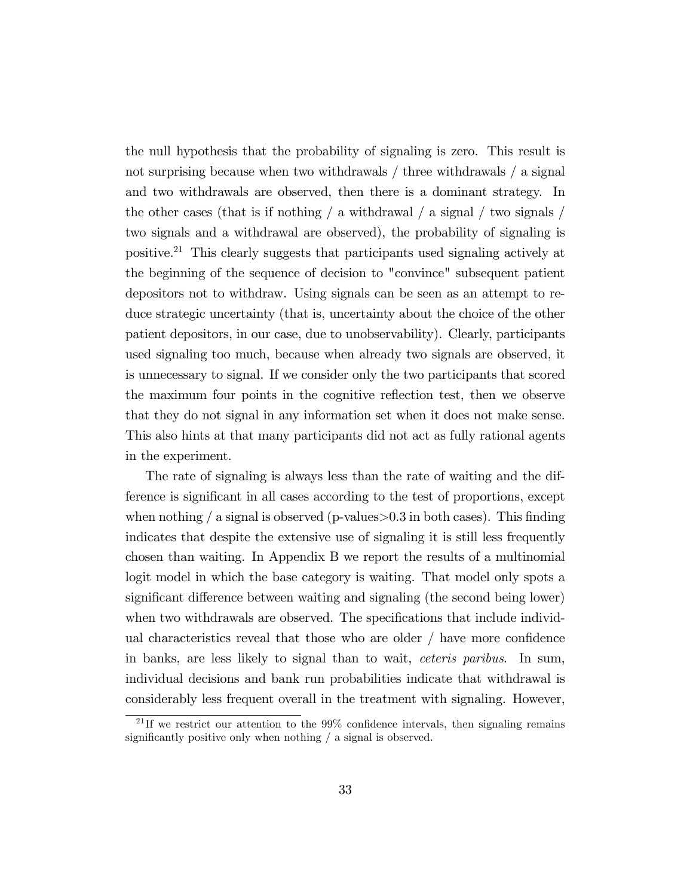the null hypothesis that the probability of signaling is zero. This result is not surprising because when two withdrawals / three withdrawals / a signal and two withdrawals are observed, then there is a dominant strategy. In the other cases (that is if nothing / a withdrawal / a signal / two signals / two signals and a withdrawal are observed), the probability of signaling is positive.[21] This clearly suggests that participants used signaling actively at the beginning of the sequence of decision to "convince" subsequent patient depositors not to withdraw. Using signals can be seen as an attempt to reduce strategic uncertainty (that is, uncertainty about the choice of the other patient depositors, in our case, due to unobservability). Clearly, participants used signaling too much, because when already two signals are observed, it is unnecessary to signal. If we consider only the two participants that scored the maximum four points in the cognitive reflection test, then we observe that they do not signal in any information set when it does not make sense. This also hints at that many participants did not act as fully rational agents in the experiment.

The rate of signaling is always less than the rate of waiting and the difference is significant in all cases according to the test of proportions, except when nothing / a signal is observed (p-values>0.3 in both cases). This finding indicates that despite the extensive use of signaling it is still less frequently chosen than waiting. In Appendix B we report the results of a multinomial logit model in which the base category is waiting. That model only spots a significant difference between waiting and signaling (the second being lower) when two withdrawals are observed. The specifications that include individual characteristics reveal that those who are older / have more confidence in banks, are less likely to signal than to wait, *ceteris paribus*. In sum, individual decisions and bank run probabilities indicate that withdrawal is considerably less frequent overall in the treatment with signaling. However,

[21] If we restrict our attention to the 99% confidence intervals, then signaling remains significantly positive only when nothing / a signal is observed.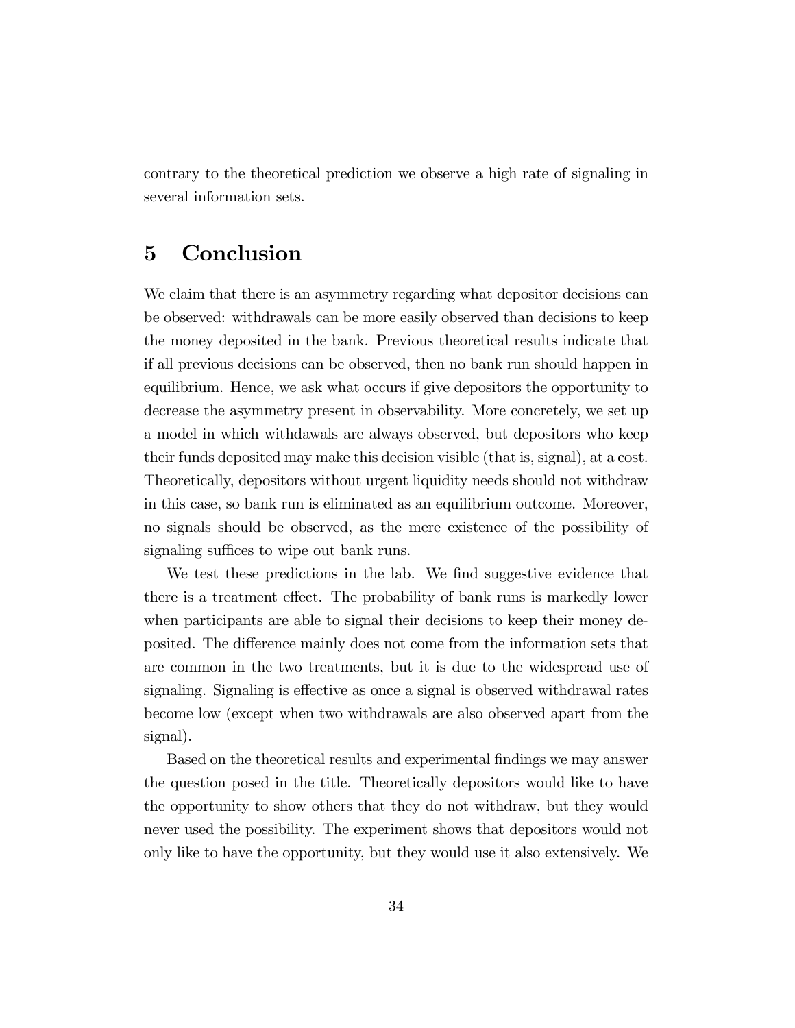contrary to the theoretical prediction we observe a high rate of signaling in several information sets.

# 5 Conclusion

We claim that there is an asymmetry regarding what depositor decisions can be observed: withdrawals can be more easily observed than decisions to keep the money deposited in the bank. Previous theoretical results indicate that if all previous decisions can be observed, then no bank run should happen in equilibrium. Hence, we ask what occurs if give depositors the opportunity to decrease the asymmetry present in observability. More concretely, we set up a model in which withdawals are always observed, but depositors who keep their funds deposited may make this decision visible (that is, signal), at a cost. Theoretically, depositors without urgent liquidity needs should not withdraw in this case, so bank run is eliminated as an equilibrium outcome. Moreover, no signals should be observed, as the mere existence of the possibility of signaling suffices to wipe out bank runs.

We test these predictions in the lab. We find suggestive evidence that there is a treatment effect. The probability of bank runs is markedly lower when participants are able to signal their decisions to keep their money deposited. The difference mainly does not come from the information sets that are common in the two treatments, but it is due to the widespread use of signaling. Signaling is effective as once a signal is observed withdrawal rates become low (except when two withdrawals are also observed apart from the signal).

Based on the theoretical results and experimental findings we may answer the question posed in the title. Theoretically depositors would like to have the opportunity to show others that they do not withdraw, but they would never used the possibility. The experiment shows that depositors would not only like to have the opportunity, but they would use it also extensively. We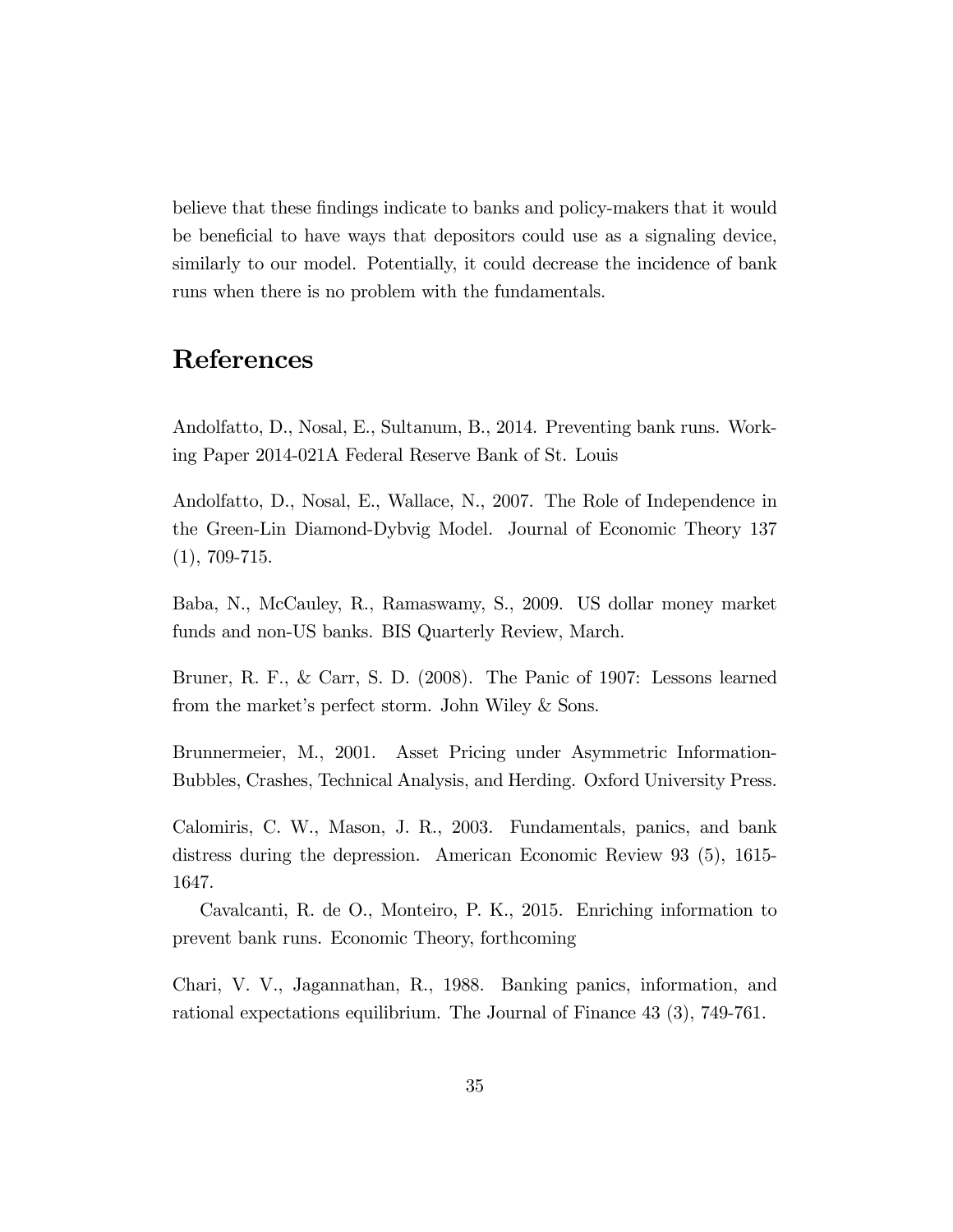believe that these findings indicate to banks and policy-makers that it would be beneficial to have ways that depositors could use as a signaling device, similarly to our model. Potentially, it could decrease the incidence of bank runs when there is no problem with the fundamentals.

# References

Andolfatto, D., Nosal, E., Sultanum, B., 2014. Preventing bank runs. Working Paper 2014-021A Federal Reserve Bank of St. Louis

Andolfatto, D., Nosal, E., Wallace, N., 2007. The Role of Independence in the Green-Lin Diamond-Dybvig Model. Journal of Economic Theory 137 (1), 709-715.

Baba, N., McCauley, R., Ramaswamy, S., 2009. US dollar money market funds and non-US banks. BIS Quarterly Review, March.

Bruner, R. F., & Carr, S. D. (2008). The Panic of 1907: Lessons learned from the market's perfect storm. John Wiley & Sons.

Brunnermeier, M., 2001. Asset Pricing under Asymmetric Information- Bubbles, Crashes, Technical Analysis, and Herding. Oxford University Press.

Calomiris, C. W., Mason, J. R., 2003. Fundamentals, panics, and bank distress during the depression. American Economic Review 93 (5), 1615-1647.

Cavalcanti, R. de O., Monteiro, P. K., 2015. Enriching information to prevent bank runs. Economic Theory, forthcoming

Chari, V. V., Jagannathan, R., 1988. Banking panics, information, and rational expectations equilibrium. The Journal of Finance 43 (3), 749-761.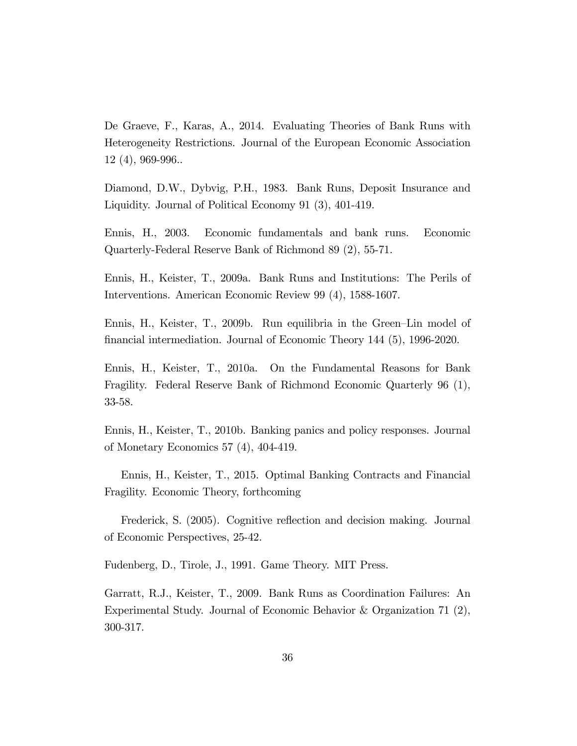De Graeve, F., Karas, A., 2014. Evaluating Theories of Bank Runs with Heterogeneity Restrictions. Journal of the European Economic Association 12 (4), 969-996..

Diamond, D.W., Dybvig, P.H., 1983. Bank Runs, Deposit Insurance and Liquidity. Journal of Political Economy 91 (3), 401-419.

Ennis, H., 2003. Economic fundamentals and bank runs. Economic Quarterly-Federal Reserve Bank of Richmond 89 (2), 55-71.

Ennis, H., Keister, T., 2009a. Bank Runs and Institutions: The Perils of Interventions. American Economic Review 99 (4), 1588-1607.

Ennis, H., Keister, T., 2009b. Run equilibria in the Green–Lin model of financial intermediation. Journal of Economic Theory 144 (5), 1996-2020.

Ennis, H., Keister, T., 2010a. On the Fundamental Reasons for Bank Fragility. Federal Reserve Bank of Richmond Economic Quarterly 96 (1), 33-58.

Ennis, H., Keister, T., 2010b. Banking panics and policy responses. Journal of Monetary Economics 57 (4), 404-419.

Ennis, H., Keister, T., 2015. Optimal Banking Contracts and Financial Fragility. Economic Theory, forthcoming

Frederick, S. (2005). Cognitive reflection and decision making. Journal of Economic Perspectives, 25-42.

Fudenberg, D., Tirole, J., 1991. Game Theory. MIT Press.

Garratt, R.J., Keister, T., 2009. Bank Runs as Coordination Failures: An Experimental Study. Journal of Economic Behavior & Organization 71 (2), 300-317.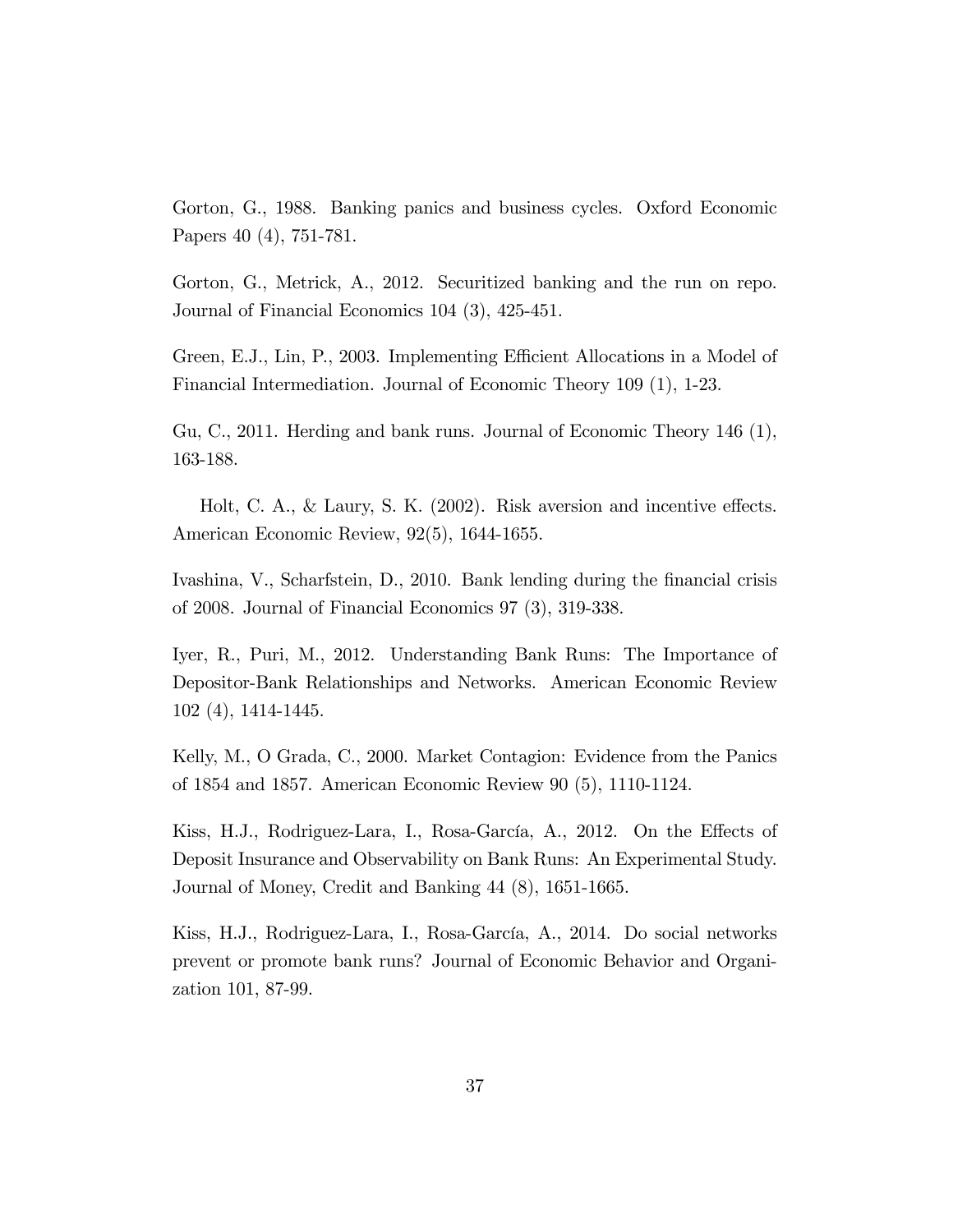Gorton, G., 1988. Banking panics and business cycles. Oxford Economic Papers 40 (4), 751-781.

Gorton, G., Metrick, A., 2012. Securitized banking and the run on repo. Journal of Financial Economics 104 (3), 425-451.

Green, E.J., Lin, P., 2003. Implementing Efficient Allocations in a Model of Financial Intermediation. Journal of Economic Theory 109 (1), 1-23.

Gu, C., 2011. Herding and bank runs. Journal of Economic Theory 146 (1), 163-188.

Holt, C. A., & Laury, S. K. (2002). Risk aversion and incentive effects. American Economic Review, 92(5), 1644-1655.

Ivashina, V., Scharfstein, D., 2010. Bank lending during the financial crisis of 2008. Journal of Financial Economics 97 (3), 319-338.

Iyer, R., Puri, M., 2012. Understanding Bank Runs: The Importance of Depositor-Bank Relationships and Networks. American Economic Review 102 (4), 1414-1445.

Kelly, M., O Grada, C., 2000. Market Contagion: Evidence from the Panics of 1854 and 1857. American Economic Review 90 (5), 1110-1124.

Kiss, H.J., Rodriguez-Lara, I., Rosa-García, A., 2012. On the Effects of Deposit Insurance and Observability on Bank Runs: An Experimental Study. Journal of Money, Credit and Banking 44 (8), 1651-1665.

Kiss, H.J., Rodriguez-Lara, I., Rosa-García, A., 2014. Do social networks prevent or promote bank runs? Journal of Economic Behavior and Organization 101, 87-99.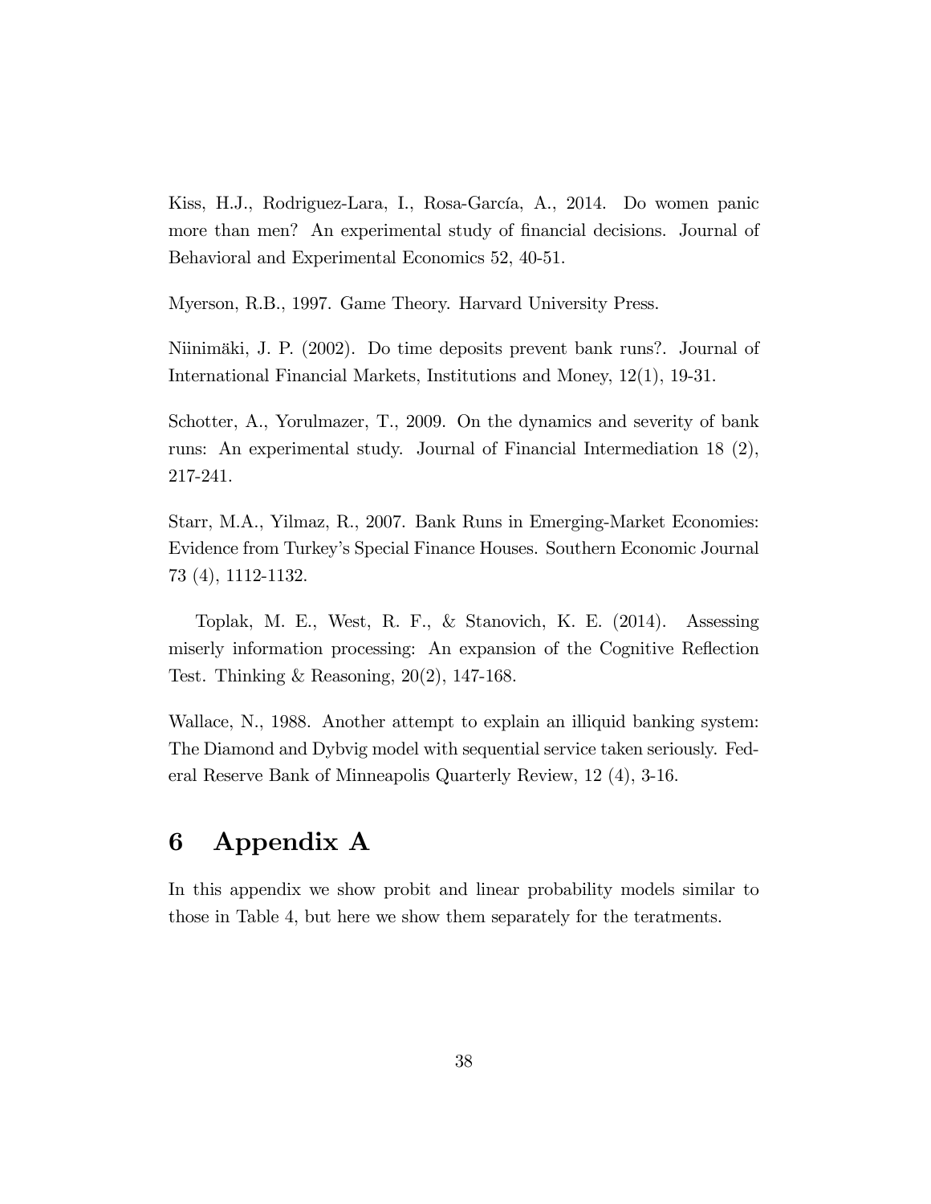Kiss, H.J., Rodriguez-Lara, I., Rosa-García, A., 2014. Do women panic more than men? An experimental study of financial decisions. Journal of Behavioral and Experimental Economics 52, 40-51.

Myerson, R.B., 1997. Game Theory. Harvard University Press.

Niinimäki, J. P. (2002). Do time deposits prevent bank runs?. Journal of International Financial Markets, Institutions and Money, 12(1), 19-31.

Schotter, A., Yorulmazer, T., 2009. On the dynamics and severity of bank runs: An experimental study. Journal of Financial Intermediation 18 (2), 217-241.

Starr, M.A., Yilmaz, R., 2007. Bank Runs in Emerging-Market Economies: Evidence from Turkey's Special Finance Houses. Southern Economic Journal 73 (4), 1112-1132.

Toplak, M. E., West, R. F., & Stanovich, K. E. (2014). Assessing miserly information processing: An expansion of the Cognitive Reflection Test. Thinking & Reasoning, 20(2), 147-168.

Wallace, N., 1988. Another attempt to explain an illiquid banking system: The Diamond and Dybvig model with sequential service taken seriously. Federal Reserve Bank of Minneapolis Quarterly Review, 12 (4), 3-16.

# 6 Appendix A

In this appendix we show probit and linear probability models similar to those in Table 4, but here we show them separately for the teratments.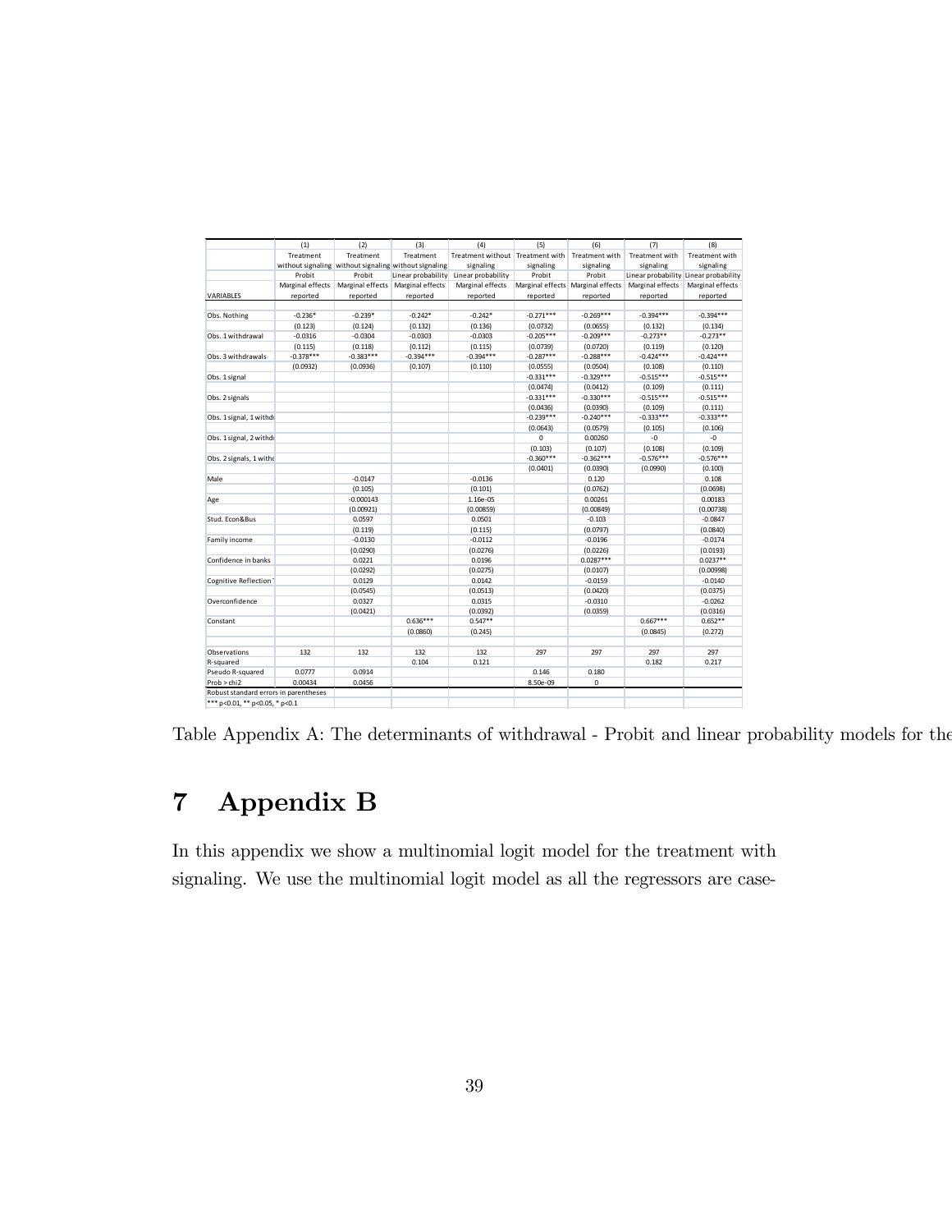| | (1) | (2) | (3) | (4) | (5) | (6) | (7) | (8) |
|---|---|---|---|---|---|---|---|---|
| | Treatment without signaling | Treatment without signaling | Treatment without signaling | Treatment without signaling | Treatment with signaling | Treatment with signaling | Treatment with signaling | Treatment with signaling |
| | Probit | Probit | Linear probability | Linear probability | Probit | Probit | Linear probability | Linear probability |
| VARIABLES | Marginal effects reported | Marginal effects reported | Marginal effects reported | Marginal effects reported | Marginal effects reported | Marginal effects reported | Marginal effects reported | Marginal effects reported |
| | | | | | | | | |
| Obs. Nothing | -0.236* | -0.239* | -0.242* | -0.242* | -0.271*** | -0.269*** | -0.394*** | -0.394*** |
| | (0.123) | (0.124) | (0.132) | (0.136) | (0.0732) | (0.0655) | (0.132) | (0.134) |
| Obs. 1 withdrawal | -0.0316 | -0.0304 | -0.0303 | -0.0303 | -0.205*** | -0.209*** | -0.273** | -0.273** |
| | (0.115) | (0.118) | (0.112) | (0.115) | (0.0739) | (0.0720) | (0.119) | (0.120) |
| Obs. 3 withdrawals | -0.378*** | -0.383*** | -0.394*** | -0.394*** | -0.287*** | -0.288*** | -0.424*** | -0.424*** |
| | (0.0932) | (0.0936) | (0.107) | (0.110) | (0.0555) | (0.0504) | (0.108) | (0.110) |
| Obs. 1 signal | | | | | -0.331*** | -0.329*** | -0.515*** | -0.515*** |
| | | | | | (0.0474) | (0.0412) | (0.109) | (0.111) |
| Obs. 2 signals | | | | | -0.331*** | -0.330*** | -0.515*** | -0.515*** |
| | | | | | (0.0436) | (0.0390) | (0.109) | (0.111) |
| Obs. 1 signal, 1 withdr | | | | | -0.239*** | -0.240*** | -0.333*** | -0.333*** |
| | | | | | (0.0643) | (0.0579) | (0.105) | (0.106) |
| Obs. 1 signal, 2 withdr | | | | | 0 | 0.00260 | -0 | -0 |
| | | | | | (0.103) | (0.107) | (0.108) | (0.109) |
| Obs. 2 signals, 1 withd | | | | | -0.360*** | -0.362*** | -0.576*** | -0.576*** |
| | | | | | (0.0401) | (0.0390) | (0.0990) | (0.100) |
| Male | | -0.0147 | | -0.0136 | | 0.120 | | 0.108 |
| | | (0.105) | | (0.101) | | (0.0762) | | (0.0698) |
| Age | | -0.000143 | | 1.16e-05 | | 0.00261 | | 0.00183 |
| | | (0.00921) | | (0.00859) | | (0.00849) | | (0.00738) |
| Stud. Econ&Bus | | 0.0597 | | 0.0501 | | -0.103 | | -0.0847 |
| | | (0.119) | | (0.115) | | (0.0797) | | (0.0840) |
| Family income | | -0.0130 | | -0.0112 | | -0.0196 | | -0.0174 |
| | | (0.0290) | | (0.0276) | | (0.0226) | | (0.0193) |
| Confidence in banks | | 0.0221 | | 0.0196 | | 0.0287*** | | 0.0237** |
| | | (0.0292) | | (0.0275) | | (0.0107) | | (0.00998) |
| Cognitive Reflection | | 0.0129 | | 0.0142 | | -0.0159 | | -0.0140 |
| | | (0.0545) | | (0.0513) | | (0.0420) | | (0.0375) |
| Overconfidence | | 0.0327 | | 0.0315 | | -0.0310 | | -0.0262 |
| | | (0.0421) | | (0.0392) | | (0.0359) | | (0.0316) |
| Constant | | | 0.636*** | 0.547** | | | 0.667*** | 0.652** |
| | | | (0.0860) | (0.245) | | | (0.0845) | (0.272) |
| | | | | | | | | |
| Observations | 132 | 132 | 132 | 132 | 297 | 297 | 297 | 297 |
| R-squared | | | 0.104 | 0.121 | | | 0.182 | 0.217 |
| Pseudo R-squared | 0.0777 | 0.0914 | | | 0.146 | 0.180 | | |
| Prob > chi2 | 0.00434 | 0.0456 | | | 8.50e-09 | 0 | | |
| Robust standard errors in parentheses | | | | | | | | |
| *** p<0.01, ** p<0.05, * p<0.1 | | | | | | | | |

Table Appendix A: The determinants of withdrawal - Probit and linear probability models for the

# 7 Appendix B

In this appendix we show a multinomial logit model for the treatment with signaling. We use the multinomial logit model as all the regressors are case-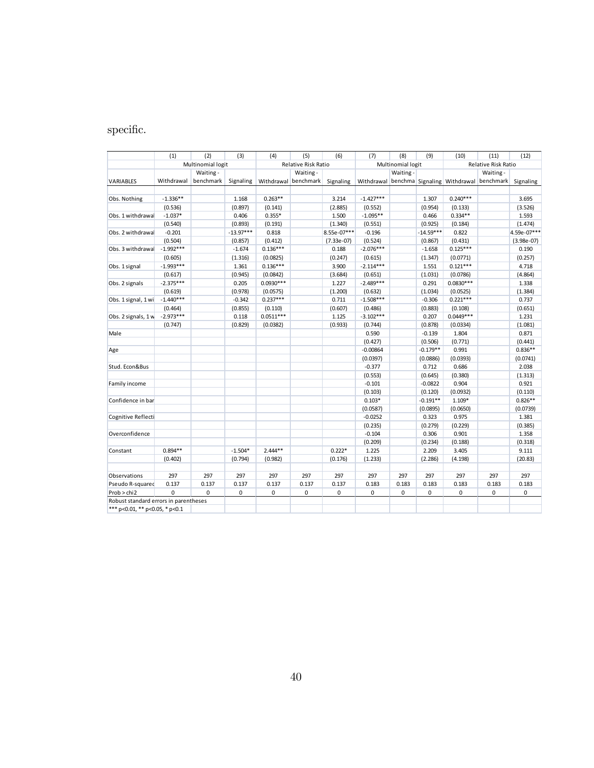specific.

| | (1) | (2) | (3) | (4) | (5) | (6) | (7) | (8) | (9) | (10) | (11) | (12) |
|---|---|---|---|---|---|---|---|---|---|---|---|---|
| | Multinomial logit | | | Relative Risk Ratio | | | Multinomial logit | | | Relative Risk Ratio | | |
| VARIABLES | Withdrawal | Waiting - benchmark | Signaling | Withdrawal | Waiting - benchmark | Signaling | Withdrawal | Waiting - benchma | Signaling | Withdrawal | Waiting - benchmark | Signaling |
| Obs. Nothing | -1.336** | | 1.168 | 0.263** | | 3.214 | -1.427*** | | 1.307 | 0.240*** | | 3.695 |
| | (0.536) | | (0.897) | (0.141) | | (2.885) | (0.552) | | (0.954) | (0.133) | | (3.526) |
| Obs. 1 withdrawal | -1.037* | | 0.406 | 0.355* | | 1.500 | -1.095** | | 0.466 | 0.334** | | 1.593 |
| | (0.540) | | (0.893) | (0.191) | | (1.340) | (0.551) | | (0.925) | (0.184) | | (1.474) |
| Obs. 2 withdrawal | -0.201 | | -13.97*** | 0.818 | | 8.55e-07*** | -0.196 | | -14.59*** | 0.822 | | 4.59e-07*** |
| | (0.504) | | (0.857) | (0.412) | | (7.33e-07) | (0.524) | | (0.867) | (0.431) | | (3.98e-07) |
| Obs. 3 withdrawal | -1.992*** | | -1.674 | 0.136*** | | 0.188 | -2.076*** | | -1.658 | 0.125*** | | 0.190 |
| | (0.605) | | (1.316) | (0.0825) | | (0.247) | (0.615) | | (1.347) | (0.0771) | | (0.257) |
| Obs. 1 signal | -1.993*** | | 1.361 | 0.136*** | | 3.900 | -2.114*** | | 1.551 | 0.121*** | | 4.718 |
| | (0.617) | | (0.945) | (0.0842) | | (3.684) | (0.651) | | (1.031) | (0.0786) | | (4.864) |
| Obs. 2 signals | -2.375*** | | 0.205 | 0.0930*** | | 1.227 | -2.489*** | | 0.291 | 0.0830*** | | 1.338 |
| | (0.619) | | (0.978) | (0.0575) | | (1.200) | (0.632) | | (1.034) | (0.0525) | | (1.384) |
| Obs. 1 signal, 1 wi | -1.440*** | | -0.342 | 0.237*** | | 0.711 | -1.508*** | | -0.306 | 0.221*** | | 0.737 |
| | (0.464) | | (0.855) | (0.110) | | (0.607) | (0.486) | | (0.883) | (0.108) | | (0.651) |
| Obs. 2 signals, 1 w | -2.973*** | | 0.118 | 0.0511*** | | 1.125 | -3.102*** | | 0.207 | 0.0449*** | | 1.231 |
| | (0.747) | | (0.829) | (0.0382) | | (0.933) | (0.744) | | (0.878) | (0.0334) | | (1.081) |
| Male | | | | | | | 0.590 | | -0.139 | 1.804 | | 0.871 |
| | | | | | | | (0.427) | | (0.506) | (0.771) | | (0.441) |
| Age | | | | | | | -0.00864 | | -0.179** | 0.991 | | 0.836** |
| | | | | | | | (0.0397) | | (0.0886) | (0.0393) | | (0.0741) |
| Stud. Econ&Bus | | | | | | | -0.377 | | 0.712 | 0.686 | | 2.038 |
| | | | | | | | (0.553) | | (0.645) | (0.380) | | (1.313) |
| Family income | | | | | | | -0.101 | | -0.0822 | 0.904 | | 0.921 |
| | | | | | | | (0.103) | | (0.120) | (0.0932) | | (0.110) |
| Confidence in bar | | | | | | | 0.103* | | -0.191** | 1.109* | | 0.826** |
| | | | | | | | (0.0587) | | (0.0895) | (0.0650) | | (0.0739) |
| Cognitive Reflecti | | | | | | | -0.0252 | | 0.323 | 0.975 | | 1.381 |
| | | | | | | | (0.235) | | (0.279) | (0.229) | | (0.385) |
| Overconfidence | | | | | | | -0.104 | | 0.306 | 0.901 | | 1.358 |
| | | | | | | | (0.209) | | (0.234) | (0.188) | | (0.318) |
| Constant | 0.894** | | -1.504* | 2.444** | | 0.222* | 1.225 | | 2.209 | 3.405 | | 9.111 |
| | (0.402) | | (0.794) | (0.982) | | (0.176) | (1.233) | | (2.286) | (4.198) | | (20.83) |
| Observations | 297 | 297 | 297 | 297 | 297 | 297 | 297 | 297 | 297 | 297 | 297 | 297 |
| Pseudo R-squared | 0.137 | 0.137 | 0.137 | 0.137 | 0.137 | 0.137 | 0.183 | 0.183 | 0.183 | 0.183 | 0.183 | 0.183 |
| Prob > chi2 | 0 | 0 | 0 | 0 | 0 | 0 | 0 | 0 | 0 | 0 | 0 | 0 |

Robust standard errors in parentheses

*** p<0.01, ** p<0.05, * p<0.1